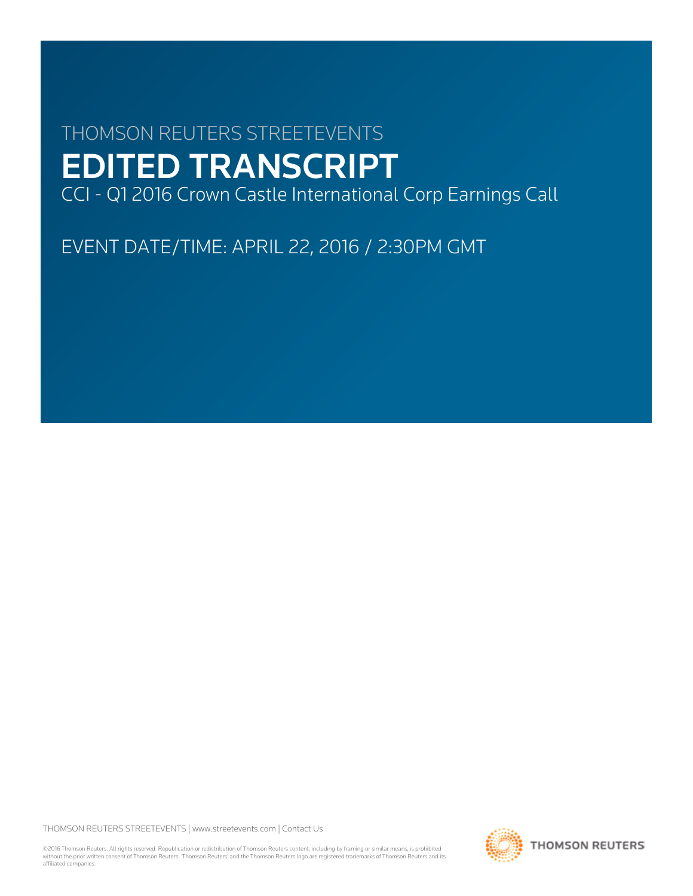THOMSON REUTERS STREETEVENTS

# EDITED TRANSCRIPT

CCI - Q1 2016 Crown Castle International Corp Earnings Call

EVENT DATE/TIME: APRIL 22, 2016 / 2:30PM GMT

THOMSON REUTERS STREETEVENTS | www.streetevents.com | Contact Us

©2016 Thomson Reuters. All rights reserved. Republication or redistribution of Thomson Reuters content, including by framing or similar means, is prohibited without the prior written consent of Thomson Reuters. 'Thomson Reuters' and the Thomson Reuters logo are registered trademarks of Thomson Reuters and its affiliated companies.

THOMSON REUTERS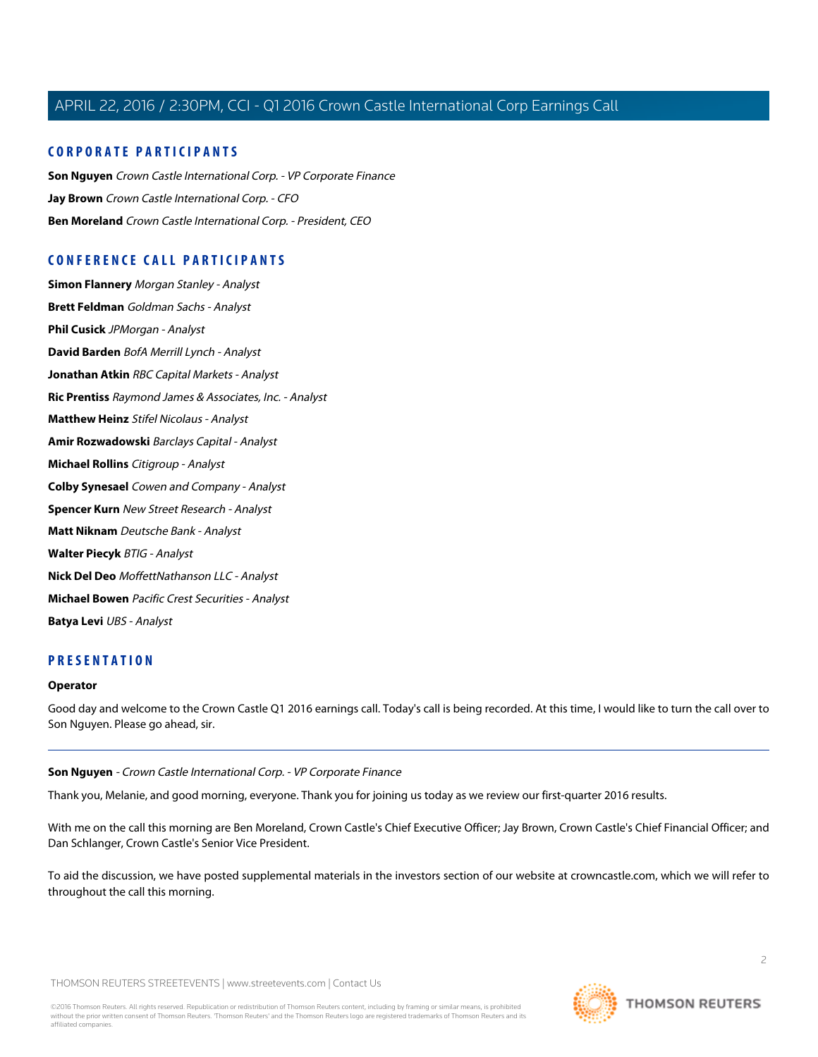## CORPORATE PARTICIPANTS

**Son Nguyen** *Crown Castle International Corp. - VP Corporate Finance*

**Jay Brown** *Crown Castle International Corp. - CFO*

**Ben Moreland** *Crown Castle International Corp. - President, CEO*

## CONFERENCE CALL PARTICIPANTS

**Simon Flannery** *Morgan Stanley - Analyst*

**Brett Feldman** *Goldman Sachs - Analyst*

**Phil Cusick** *JPMorgan - Analyst*

**David Barden** *BofA Merrill Lynch - Analyst*

**Jonathan Atkin** *RBC Capital Markets - Analyst*

**Ric Prentiss** *Raymond James & Associates, Inc. - Analyst*

**Matthew Heinz** *Stifel Nicolaus - Analyst*

**Amir Rozwadowski** *Barclays Capital - Analyst*

**Michael Rollins** *Citigroup - Analyst*

**Colby Synesael** *Cowen and Company - Analyst*

**Spencer Kurn** *New Street Research - Analyst*

**Matt Niknam** *Deutsche Bank - Analyst*

**Walter Piecyk** *BTIG - Analyst*

**Nick Del Deo** *MoffettNathanson LLC - Analyst*

**Michael Bowen** *Pacific Crest Securities - Analyst*

**Batya Levi** *UBS - Analyst*

## PRESENTATION

**Operator**

Good day and welcome to the Crown Castle Q1 2016 earnings call. Today's call is being recorded. At this time, I would like to turn the call over to Son Nguyen. Please go ahead, sir.

---

**Son Nguyen** *- Crown Castle International Corp. - VP Corporate Finance*

Thank you, Melanie, and good morning, everyone. Thank you for joining us today as we review our first-quarter 2016 results.

With me on the call this morning are Ben Moreland, Crown Castle's Chief Executive Officer; Jay Brown, Crown Castle's Chief Financial Officer; and Dan Schlanger, Crown Castle's Senior Vice President.

To aid the discussion, we have posted supplemental materials in the investors section of our website at crowncastle.com, which we will refer to throughout the call this morning.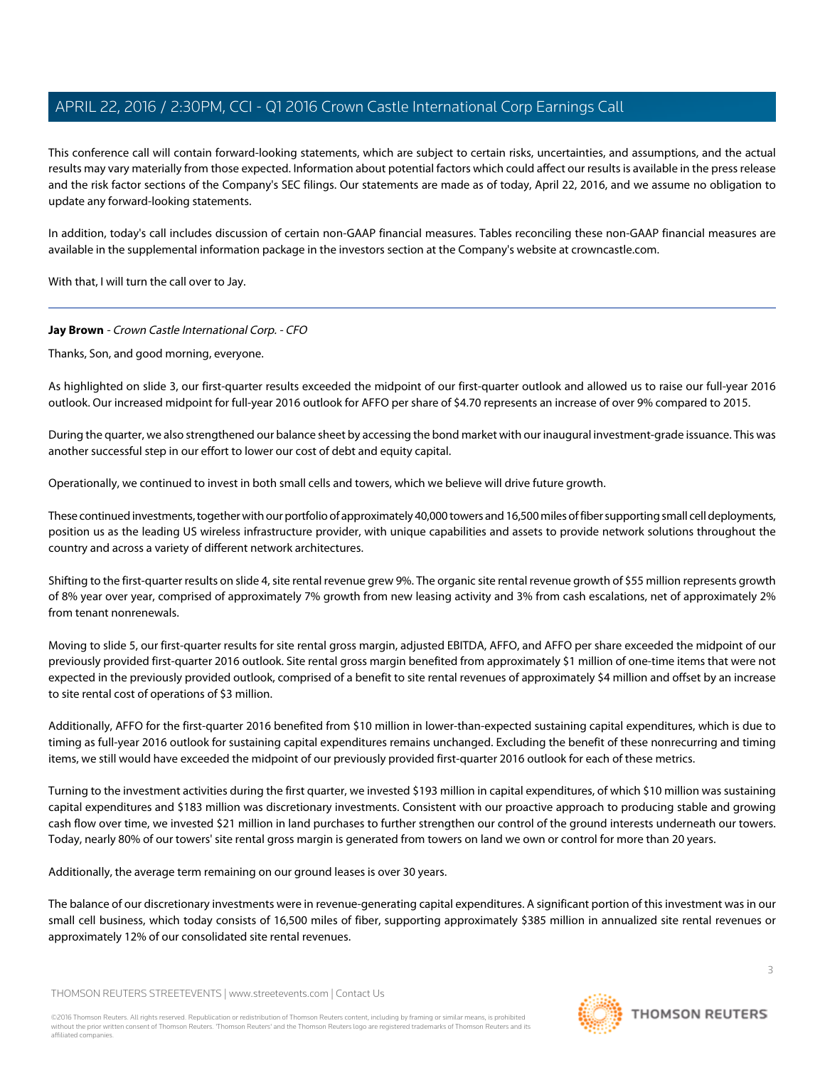This conference call will contain forward-looking statements, which are subject to certain risks, uncertainties, and assumptions, and the actual results may vary materially from those expected. Information about potential factors which could affect our results is available in the press release and the risk factor sections of the Company's SEC filings. Our statements are made as of today, April 22, 2016, and we assume no obligation to update any forward-looking statements.

In addition, today's call includes discussion of certain non-GAAP financial measures. Tables reconciling these non-GAAP financial measures are available in the supplemental information package in the investors section at the Company's website at crowncastle.com.

With that, I will turn the call over to Jay.

---

**Jay Brown** - *Crown Castle International Corp. - CFO*

Thanks, Son, and good morning, everyone.

As highlighted on slide 3, our first-quarter results exceeded the midpoint of our first-quarter outlook and allowed us to raise our full-year 2016 outlook. Our increased midpoint for full-year 2016 outlook for AFFO per share of $4.70 represents an increase of over 9% compared to 2015.

During the quarter, we also strengthened our balance sheet by accessing the bond market with our inaugural investment-grade issuance. This was another successful step in our effort to lower our cost of debt and equity capital.

Operationally, we continued to invest in both small cells and towers, which we believe will drive future growth.

These continued investments, together with our portfolio of approximately 40,000 towers and 16,500 miles of fiber supporting small cell deployments, position us as the leading US wireless infrastructure provider, with unique capabilities and assets to provide network solutions throughout the country and across a variety of different network architectures.

Shifting to the first-quarter results on slide 4, site rental revenue grew 9%. The organic site rental revenue growth of $55 million represents growth of 8% year over year, comprised of approximately 7% growth from new leasing activity and 3% from cash escalations, net of approximately 2% from tenant nonrenewals.

Moving to slide 5, our first-quarter results for site rental gross margin, adjusted EBITDA, AFFO, and AFFO per share exceeded the midpoint of our previously provided first-quarter 2016 outlook. Site rental gross margin benefited from approximately $1 million of one-time items that were not expected in the previously provided outlook, comprised of a benefit to site rental revenues of approximately $4 million and offset by an increase to site rental cost of operations of $3 million.

Additionally, AFFO for the first-quarter 2016 benefited from $10 million in lower-than-expected sustaining capital expenditures, which is due to timing as full-year 2016 outlook for sustaining capital expenditures remains unchanged. Excluding the benefit of these nonrecurring and timing items, we still would have exceeded the midpoint of our previously provided first-quarter 2016 outlook for each of these metrics.

Turning to the investment activities during the first quarter, we invested $193 million in capital expenditures, of which $10 million was sustaining capital expenditures and $183 million was discretionary investments. Consistent with our proactive approach to producing stable and growing cash flow over time, we invested $21 million in land purchases to further strengthen our control of the ground interests underneath our towers. Today, nearly 80% of our towers' site rental gross margin is generated from towers on land we own or control for more than 20 years.

Additionally, the average term remaining on our ground leases is over 30 years.

The balance of our discretionary investments were in revenue-generating capital expenditures. A significant portion of this investment was in our small cell business, which today consists of 16,500 miles of fiber, supporting approximately $385 million in annualized site rental revenues or approximately 12% of our consolidated site rental revenues.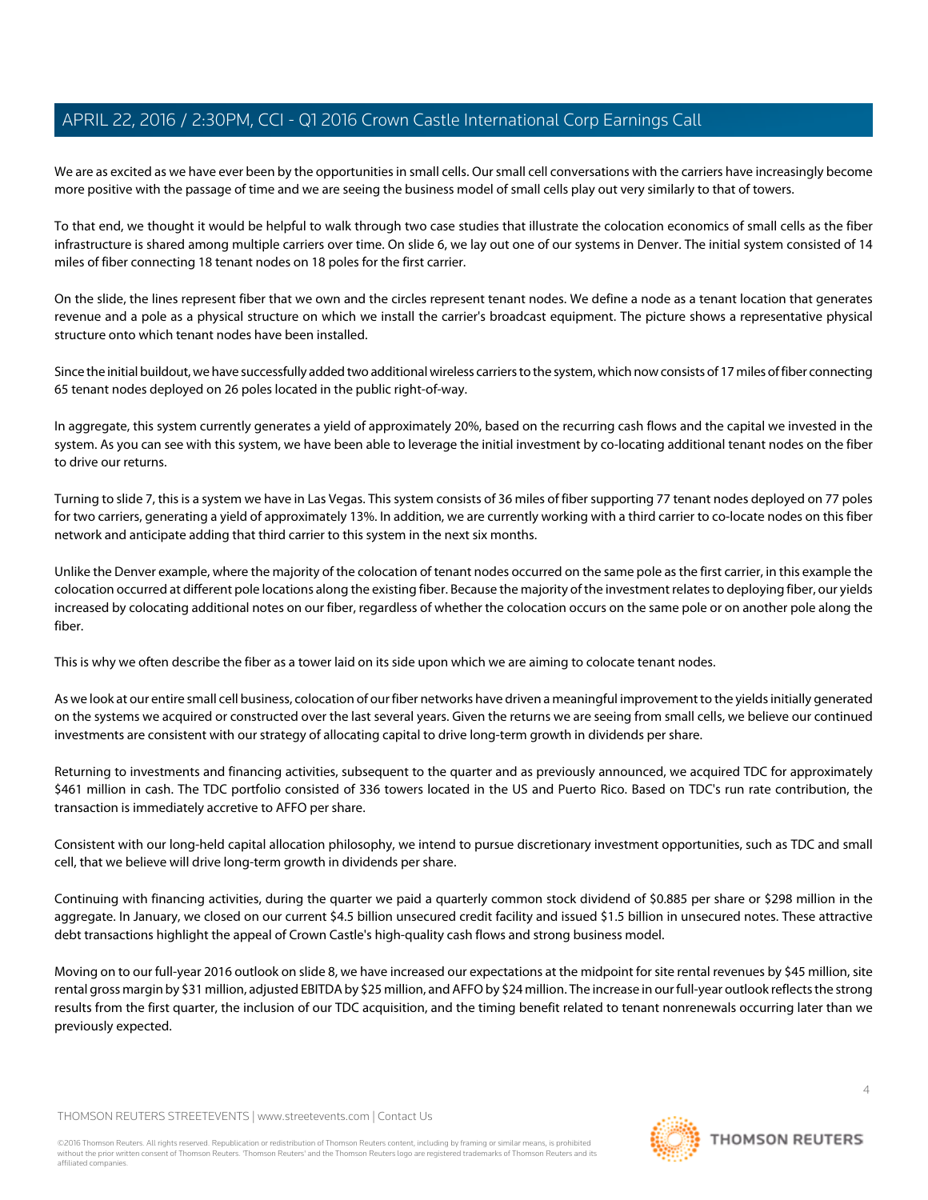We are as excited as we have ever been by the opportunities in small cells. Our small cell conversations with the carriers have increasingly become more positive with the passage of time and we are seeing the business model of small cells play out very similarly to that of towers.

To that end, we thought it would be helpful to walk through two case studies that illustrate the colocation economics of small cells as the fiber infrastructure is shared among multiple carriers over time. On slide 6, we lay out one of our systems in Denver. The initial system consisted of 14 miles of fiber connecting 18 tenant nodes on 18 poles for the first carrier.

On the slide, the lines represent fiber that we own and the circles represent tenant nodes. We define a node as a tenant location that generates revenue and a pole as a physical structure on which we install the carrier's broadcast equipment. The picture shows a representative physical structure onto which tenant nodes have been installed.

Since the initial buildout, we have successfully added two additional wireless carriers to the system, which now consists of 17 miles of fiber connecting 65 tenant nodes deployed on 26 poles located in the public right-of-way.

In aggregate, this system currently generates a yield of approximately 20%, based on the recurring cash flows and the capital we invested in the system. As you can see with this system, we have been able to leverage the initial investment by co-locating additional tenant nodes on the fiber to drive our returns.

Turning to slide 7, this is a system we have in Las Vegas. This system consists of 36 miles of fiber supporting 77 tenant nodes deployed on 77 poles for two carriers, generating a yield of approximately 13%. In addition, we are currently working with a third carrier to co-locate nodes on this fiber network and anticipate adding that third carrier to this system in the next six months.

Unlike the Denver example, where the majority of the colocation of tenant nodes occurred on the same pole as the first carrier, in this example the colocation occurred at different pole locations along the existing fiber. Because the majority of the investment relates to deploying fiber, our yields increased by colocating additional notes on our fiber, regardless of whether the colocation occurs on the same pole or on another pole along the fiber.

This is why we often describe the fiber as a tower laid on its side upon which we are aiming to colocate tenant nodes.

As we look at our entire small cell business, colocation of our fiber networks have driven a meaningful improvement to the yields initially generated on the systems we acquired or constructed over the last several years. Given the returns we are seeing from small cells, we believe our continued investments are consistent with our strategy of allocating capital to drive long-term growth in dividends per share.

Returning to investments and financing activities, subsequent to the quarter and as previously announced, we acquired TDC for approximately $461 million in cash. The TDC portfolio consisted of 336 towers located in the US and Puerto Rico. Based on TDC's run rate contribution, the transaction is immediately accretive to AFFO per share.

Consistent with our long-held capital allocation philosophy, we intend to pursue discretionary investment opportunities, such as TDC and small cell, that we believe will drive long-term growth in dividends per share.

Continuing with financing activities, during the quarter we paid a quarterly common stock dividend of $0.885 per share or $298 million in the aggregate. In January, we closed on our current $4.5 billion unsecured credit facility and issued $1.5 billion in unsecured notes. These attractive debt transactions highlight the appeal of Crown Castle's high-quality cash flows and strong business model.

Moving on to our full-year 2016 outlook on slide 8, we have increased our expectations at the midpoint for site rental revenues by $45 million, site rental gross margin by $31 million, adjusted EBITDA by $25 million, and AFFO by $24 million. The increase in our full-year outlook reflects the strong results from the first quarter, the inclusion of our TDC acquisition, and the timing benefit related to tenant nonrenewals occurring later than we previously expected.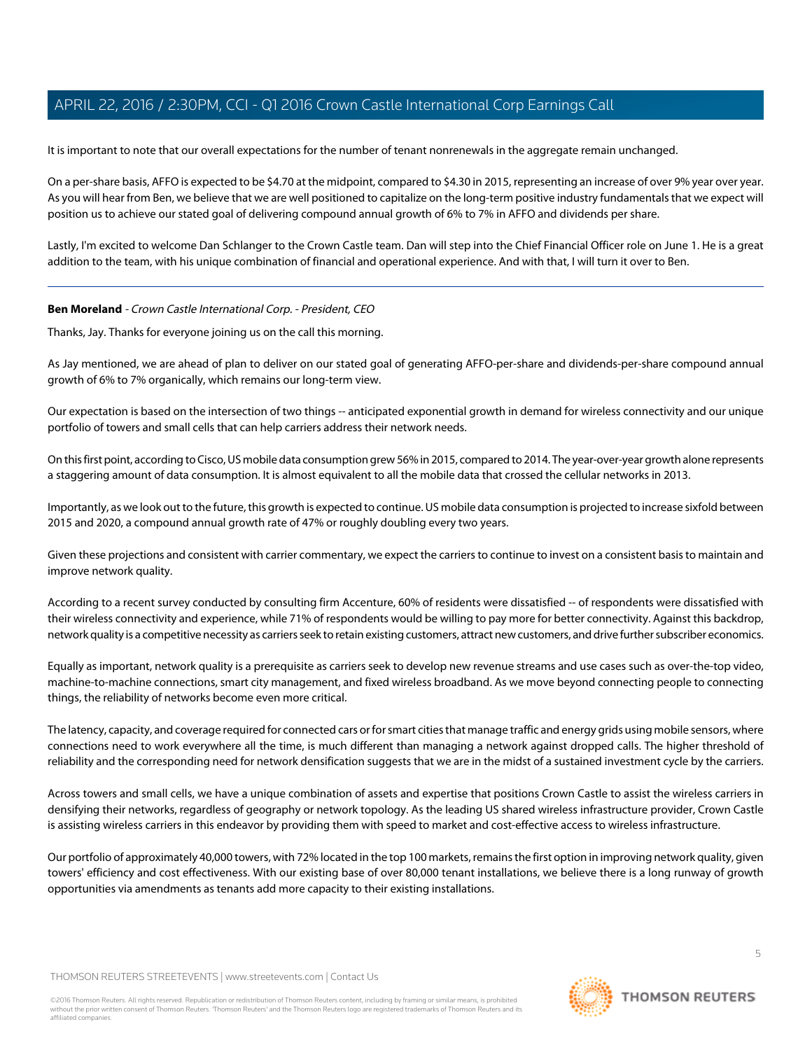It is important to note that our overall expectations for the number of tenant nonrenewals in the aggregate remain unchanged.

On a per-share basis, AFFO is expected to be $4.70 at the midpoint, compared to $4.30 in 2015, representing an increase of over 9% year over year. As you will hear from Ben, we believe that we are well positioned to capitalize on the long-term positive industry fundamentals that we expect will position us to achieve our stated goal of delivering compound annual growth of 6% to 7% in AFFO and dividends per share.

Lastly, I'm excited to welcome Dan Schlanger to the Crown Castle team. Dan will step into the Chief Financial Officer role on June 1. He is a great addition to the team, with his unique combination of financial and operational experience. And with that, I will turn it over to Ben.

---

**Ben Moreland** - *Crown Castle International Corp. - President, CEO*

Thanks, Jay. Thanks for everyone joining us on the call this morning.

As Jay mentioned, we are ahead of plan to deliver on our stated goal of generating AFFO-per-share and dividends-per-share compound annual growth of 6% to 7% organically, which remains our long-term view.

Our expectation is based on the intersection of two things -- anticipated exponential growth in demand for wireless connectivity and our unique portfolio of towers and small cells that can help carriers address their network needs.

On this first point, according to Cisco, US mobile data consumption grew 56% in 2015, compared to 2014. The year-over-year growth alone represents a staggering amount of data consumption. It is almost equivalent to all the mobile data that crossed the cellular networks in 2013.

Importantly, as we look out to the future, this growth is expected to continue. US mobile data consumption is projected to increase sixfold between 2015 and 2020, a compound annual growth rate of 47% or roughly doubling every two years.

Given these projections and consistent with carrier commentary, we expect the carriers to continue to invest on a consistent basis to maintain and improve network quality.

According to a recent survey conducted by consulting firm Accenture, 60% of residents were dissatisfied -- of respondents were dissatisfied with their wireless connectivity and experience, while 71% of respondents would be willing to pay more for better connectivity. Against this backdrop, network quality is a competitive necessity as carriers seek to retain existing customers, attract new customers, and drive further subscriber economics.

Equally as important, network quality is a prerequisite as carriers seek to develop new revenue streams and use cases such as over-the-top video, machine-to-machine connections, smart city management, and fixed wireless broadband. As we move beyond connecting people to connecting things, the reliability of networks become even more critical.

The latency, capacity, and coverage required for connected cars or for smart cities that manage traffic and energy grids using mobile sensors, where connections need to work everywhere all the time, is much different than managing a network against dropped calls. The higher threshold of reliability and the corresponding need for network densification suggests that we are in the midst of a sustained investment cycle by the carriers.

Across towers and small cells, we have a unique combination of assets and expertise that positions Crown Castle to assist the wireless carriers in densifying their networks, regardless of geography or network topology. As the leading US shared wireless infrastructure provider, Crown Castle is assisting wireless carriers in this endeavor by providing them with speed to market and cost-effective access to wireless infrastructure.

Our portfolio of approximately 40,000 towers, with 72% located in the top 100 markets, remains the first option in improving network quality, given towers' efficiency and cost effectiveness. With our existing base of over 80,000 tenant installations, we believe there is a long runway of growth opportunities via amendments as tenants add more capacity to their existing installations.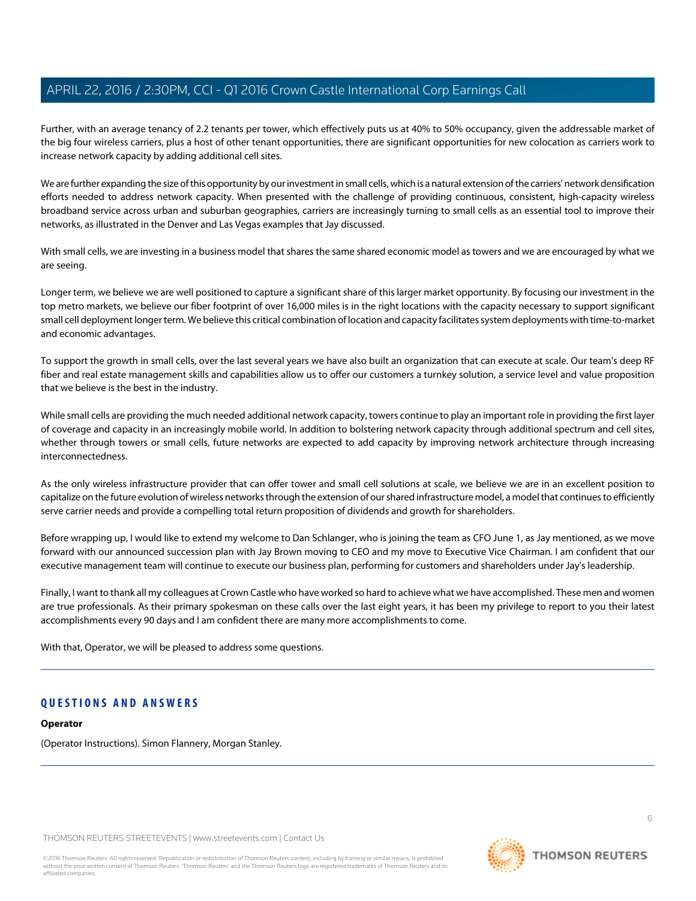Further, with an average tenancy of 2.2 tenants per tower, which effectively puts us at 40% to 50% occupancy, given the addressable market of the big four wireless carriers, plus a host of other tenant opportunities, there are significant opportunities for new colocation as carriers work to increase network capacity by adding additional cell sites.

We are further expanding the size of this opportunity by our investment in small cells, which is a natural extension of the carriers' network densification efforts needed to address network capacity. When presented with the challenge of providing continuous, consistent, high-capacity wireless broadband service across urban and suburban geographies, carriers are increasingly turning to small cells as an essential tool to improve their networks, as illustrated in the Denver and Las Vegas examples that Jay discussed.

With small cells, we are investing in a business model that shares the same shared economic model as towers and we are encouraged by what we are seeing.

Longer term, we believe we are well positioned to capture a significant share of this larger market opportunity. By focusing our investment in the top metro markets, we believe our fiber footprint of over 16,000 miles is in the right locations with the capacity necessary to support significant small cell deployment longer term. We believe this critical combination of location and capacity facilitates system deployments with time-to-market and economic advantages.

To support the growth in small cells, over the last several years we have also built an organization that can execute at scale. Our team's deep RF fiber and real estate management skills and capabilities allow us to offer our customers a turnkey solution, a service level and value proposition that we believe is the best in the industry.

While small cells are providing the much needed additional network capacity, towers continue to play an important role in providing the first layer of coverage and capacity in an increasingly mobile world. In addition to bolstering network capacity through additional spectrum and cell sites, whether through towers or small cells, future networks are expected to add capacity by improving network architecture through increasing interconnectedness.

As the only wireless infrastructure provider that can offer tower and small cell solutions at scale, we believe we are in an excellent position to capitalize on the future evolution of wireless networks through the extension of our shared infrastructure model, a model that continues to efficiently serve carrier needs and provide a compelling total return proposition of dividends and growth for shareholders.

Before wrapping up, I would like to extend my welcome to Dan Schlanger, who is joining the team as CFO June 1, as Jay mentioned, as we move forward with our announced succession plan with Jay Brown moving to CEO and my move to Executive Vice Chairman. I am confident that our executive management team will continue to execute our business plan, performing for customers and shareholders under Jay's leadership.

Finally, I want to thank all my colleagues at Crown Castle who have worked so hard to achieve what we have accomplished. These men and women are true professionals. As their primary spokesman on these calls over the last eight years, it has been my privilege to report to you their latest accomplishments every 90 days and I am confident there are many more accomplishments to come.

With that, Operator, we will be pleased to address some questions.

## QUESTIONS AND ANSWERS

**Operator**

(Operator Instructions). Simon Flannery, Morgan Stanley.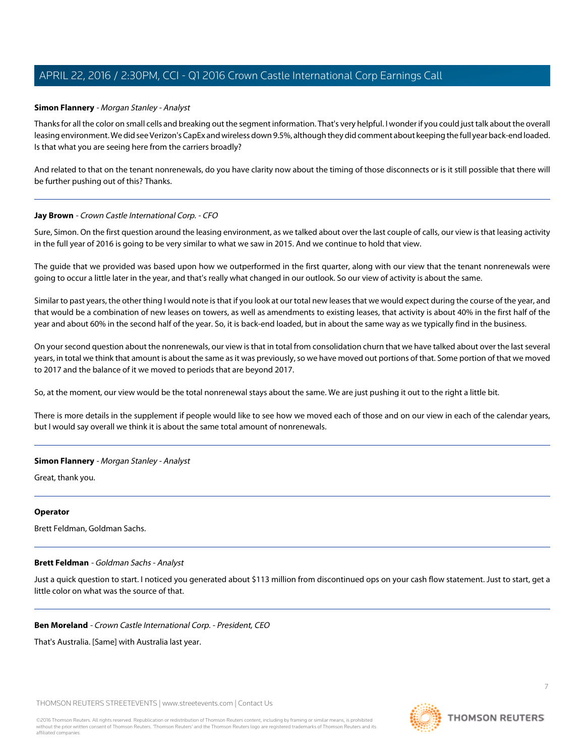**Simon Flannery** - *Morgan Stanley - Analyst*

Thanks for all the color on small cells and breaking out the segment information. That's very helpful. I wonder if you could just talk about the overall leasing environment. We did see Verizon's CapEx and wireless down 9.5%, although they did comment about keeping the full year back-end loaded. Is that what you are seeing here from the carriers broadly?

And related to that on the tenant nonrenewals, do you have clarity now about the timing of those disconnects or is it still possible that there will be further pushing out of this? Thanks.

---

**Jay Brown** - *Crown Castle International Corp. - CFO*

Sure, Simon. On the first question around the leasing environment, as we talked about over the last couple of calls, our view is that leasing activity in the full year of 2016 is going to be very similar to what we saw in 2015. And we continue to hold that view.

The guide that we provided was based upon how we outperformed in the first quarter, along with our view that the tenant nonrenewals were going to occur a little later in the year, and that's really what changed in our outlook. So our view of activity is about the same.

Similar to past years, the other thing I would note is that if you look at our total new leases that we would expect during the course of the year, and that would be a combination of new leases on towers, as well as amendments to existing leases, that activity is about 40% in the first half of the year and about 60% in the second half of the year. So, it is back-end loaded, but in about the same way as we typically find in the business.

On your second question about the nonrenewals, our view is that in total from consolidation churn that we have talked about over the last several years, in total we think that amount is about the same as it was previously, so we have moved out portions of that. Some portion of that we moved to 2017 and the balance of it we moved to periods that are beyond 2017.

So, at the moment, our view would be the total nonrenewal stays about the same. We are just pushing it out to the right a little bit.

There is more details in the supplement if people would like to see how we moved each of those and on our view in each of the calendar years, but I would say overall we think it is about the same total amount of nonrenewals.

---

**Simon Flannery** - *Morgan Stanley - Analyst*

Great, thank you.

---

**Operator**

Brett Feldman, Goldman Sachs.

---

**Brett Feldman** - *Goldman Sachs - Analyst*

Just a quick question to start. I noticed you generated about $113 million from discontinued ops on your cash flow statement. Just to start, get a little color on what was the source of that.

---

**Ben Moreland** - *Crown Castle International Corp. - President, CEO*

That's Australia. [Same] with Australia last year.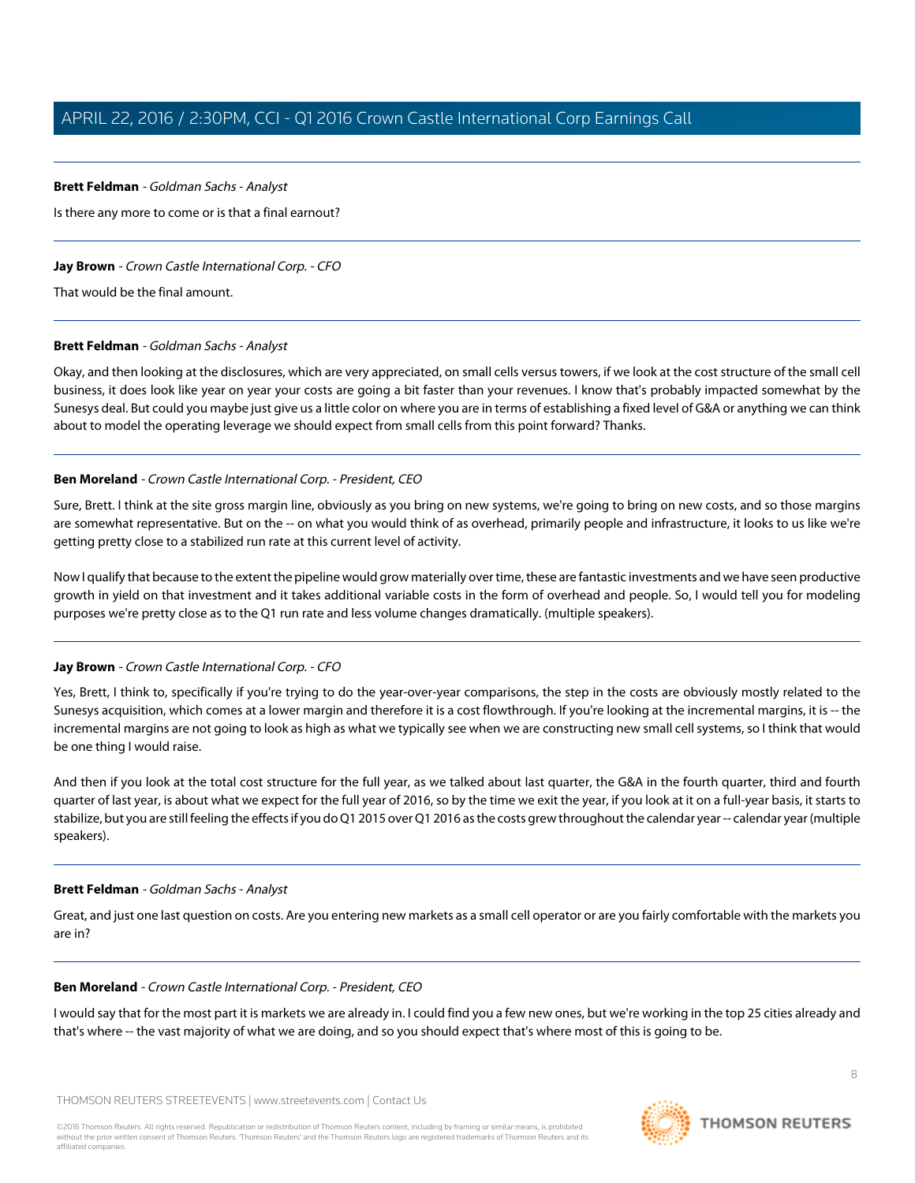**Brett Feldman** - *Goldman Sachs - Analyst*

Is there any more to come or is that a final earnout?

---

**Jay Brown** - *Crown Castle International Corp. - CFO*

That would be the final amount.

---

**Brett Feldman** - *Goldman Sachs - Analyst*

Okay, and then looking at the disclosures, which are very appreciated, on small cells versus towers, if we look at the cost structure of the small cell business, it does look like year on year your costs are going a bit faster than your revenues. I know that's probably impacted somewhat by the Sunesys deal. But could you maybe just give us a little color on where you are in terms of establishing a fixed level of G&A or anything we can think about to model the operating leverage we should expect from small cells from this point forward? Thanks.

---

**Ben Moreland** - *Crown Castle International Corp. - President, CEO*

Sure, Brett. I think at the site gross margin line, obviously as you bring on new systems, we're going to bring on new costs, and so those margins are somewhat representative. But on the -- on what you would think of as overhead, primarily people and infrastructure, it looks to us like we're getting pretty close to a stabilized run rate at this current level of activity.

Now I qualify that because to the extent the pipeline would grow materially over time, these are fantastic investments and we have seen productive growth in yield on that investment and it takes additional variable costs in the form of overhead and people. So, I would tell you for modeling purposes we're pretty close as to the Q1 run rate and less volume changes dramatically. (multiple speakers).

---

**Jay Brown** - *Crown Castle International Corp. - CFO*

Yes, Brett, I think to, specifically if you're trying to do the year-over-year comparisons, the step in the costs are obviously mostly related to the Sunesys acquisition, which comes at a lower margin and therefore it is a cost flowthrough. If you're looking at the incremental margins, it is -- the incremental margins are not going to look as high as what we typically see when we are constructing new small cell systems, so I think that would be one thing I would raise.

And then if you look at the total cost structure for the full year, as we talked about last quarter, the G&A in the fourth quarter, third and fourth quarter of last year, is about what we expect for the full year of 2016, so by the time we exit the year, if you look at it on a full-year basis, it starts to stabilize, but you are still feeling the effects if you do Q1 2015 over Q1 2016 as the costs grew throughout the calendar year -- calendar year (multiple speakers).

---

**Brett Feldman** - *Goldman Sachs - Analyst*

Great, and just one last question on costs. Are you entering new markets as a small cell operator or are you fairly comfortable with the markets you are in?

---

**Ben Moreland** - *Crown Castle International Corp. - President, CEO*

I would say that for the most part it is markets we are already in. I could find you a few new ones, but we're working in the top 25 cities already and that's where -- the vast majority of what we are doing, and so you should expect that's where most of this is going to be.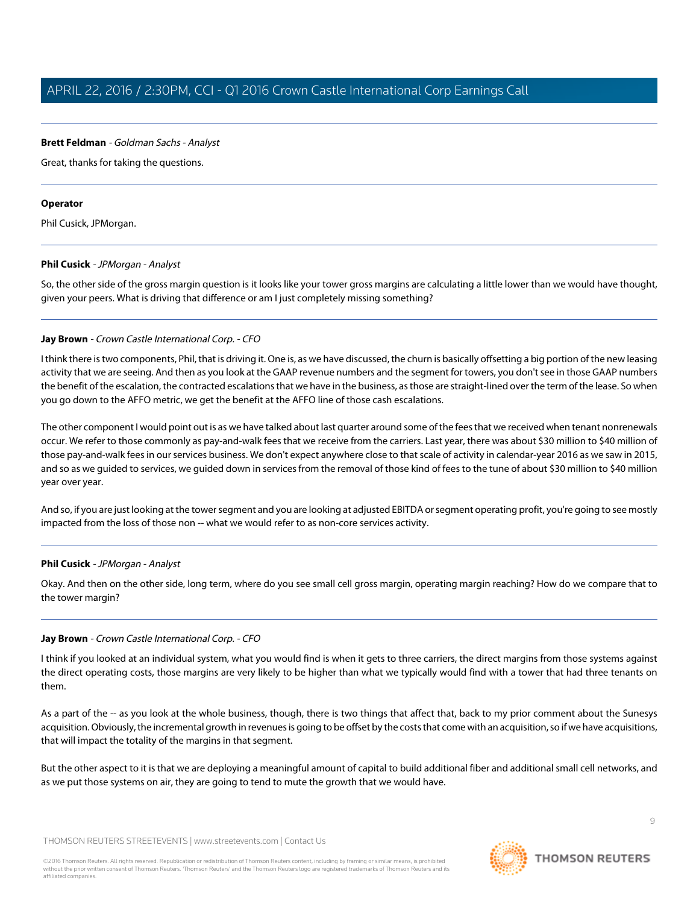**Brett Feldman** - *Goldman Sachs - Analyst*

Great, thanks for taking the questions.

---

**Operator**

Phil Cusick, JPMorgan.

---

**Phil Cusick** - *JPMorgan - Analyst*

So, the other side of the gross margin question is it looks like your tower gross margins are calculating a little lower than we would have thought, given your peers. What is driving that difference or am I just completely missing something?

---

**Jay Brown** - *Crown Castle International Corp. - CFO*

I think there is two components, Phil, that is driving it. One is, as we have discussed, the churn is basically offsetting a big portion of the new leasing activity that we are seeing. And then as you look at the GAAP revenue numbers and the segment for towers, you don't see in those GAAP numbers the benefit of the escalation, the contracted escalations that we have in the business, as those are straight-lined over the term of the lease. So when you go down to the AFFO metric, we get the benefit at the AFFO line of those cash escalations.

The other component I would point out is as we have talked about last quarter around some of the fees that we received when tenant nonrenewals occur. We refer to those commonly as pay-and-walk fees that we receive from the carriers. Last year, there was about $30 million to $40 million of those pay-and-walk fees in our services business. We don't expect anywhere close to that scale of activity in calendar-year 2016 as we saw in 2015, and so as we guided to services, we guided down in services from the removal of those kind of fees to the tune of about $30 million to $40 million year over year.

And so, if you are just looking at the tower segment and you are looking at adjusted EBITDA or segment operating profit, you're going to see mostly impacted from the loss of those non -- what we would refer to as non-core services activity.

---

**Phil Cusick** - *JPMorgan - Analyst*

Okay. And then on the other side, long term, where do you see small cell gross margin, operating margin reaching? How do we compare that to the tower margin?

---

**Jay Brown** - *Crown Castle International Corp. - CFO*

I think if you looked at an individual system, what you would find is when it gets to three carriers, the direct margins from those systems against the direct operating costs, those margins are very likely to be higher than what we typically would find with a tower that had three tenants on them.

As a part of the -- as you look at the whole business, though, there is two things that affect that, back to my prior comment about the Sunesys acquisition. Obviously, the incremental growth in revenues is going to be offset by the costs that come with an acquisition, so if we have acquisitions, that will impact the totality of the margins in that segment.

But the other aspect to it is that we are deploying a meaningful amount of capital to build additional fiber and additional small cell networks, and as we put those systems on air, they are going to tend to mute the growth that we would have.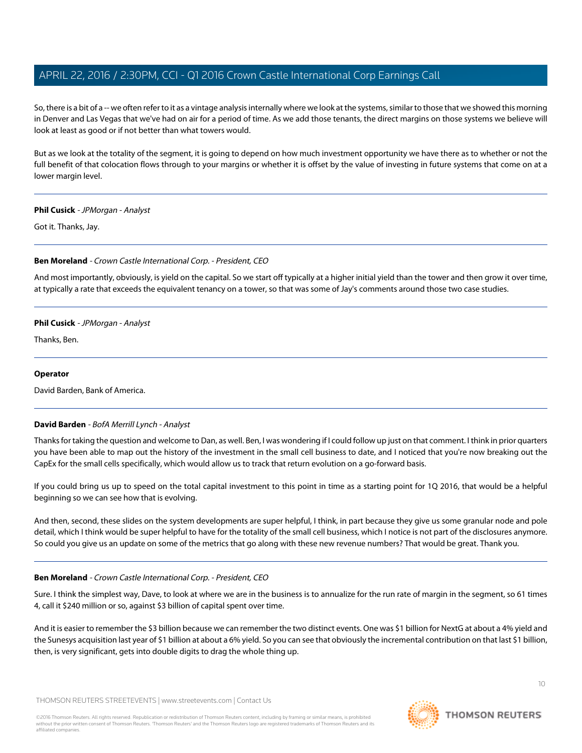So, there is a bit of a -- we often refer to it as a vintage analysis internally where we look at the systems, similar to those that we showed this morning in Denver and Las Vegas that we've had on air for a period of time. As we add those tenants, the direct margins on those systems we believe will look at least as good or if not better than what towers would.

But as we look at the totality of the segment, it is going to depend on how much investment opportunity we have there as to whether or not the full benefit of that colocation flows through to your margins or whether it is offset by the value of investing in future systems that come on at a lower margin level.

---

**Phil Cusick** - *JPMorgan - Analyst*

Got it. Thanks, Jay.

---

**Ben Moreland** - *Crown Castle International Corp. - President, CEO*

And most importantly, obviously, is yield on the capital. So we start off typically at a higher initial yield than the tower and then grow it over time, at typically a rate that exceeds the equivalent tenancy on a tower, so that was some of Jay's comments around those two case studies.

---

**Phil Cusick** - *JPMorgan - Analyst*

Thanks, Ben.

---

**Operator**

David Barden, Bank of America.

---

**David Barden** - *BofA Merrill Lynch - Analyst*

Thanks for taking the question and welcome to Dan, as well. Ben, I was wondering if I could follow up just on that comment. I think in prior quarters you have been able to map out the history of the investment in the small cell business to date, and I noticed that you're now breaking out the CapEx for the small cells specifically, which would allow us to track that return evolution on a go-forward basis.

If you could bring us up to speed on the total capital investment to this point in time as a starting point for 1Q 2016, that would be a helpful beginning so we can see how that is evolving.

And then, second, these slides on the system developments are super helpful, I think, in part because they give us some granular node and pole detail, which I think would be super helpful to have for the totality of the small cell business, which I notice is not part of the disclosures anymore. So could you give us an update on some of the metrics that go along with these new revenue numbers? That would be great. Thank you.

---

**Ben Moreland** - *Crown Castle International Corp. - President, CEO*

Sure. I think the simplest way, Dave, to look at where we are in the business is to annualize for the run rate of margin in the segment, so 61 times 4, call it $240 million or so, against $3 billion of capital spent over time.

And it is easier to remember the $3 billion because we can remember the two distinct events. One was $1 billion for NextG at about a 4% yield and the Sunesys acquisition last year of $1 billion at about a 6% yield. So you can see that obviously the incremental contribution on that last $1 billion, then, is very significant, gets into double digits to drag the whole thing up.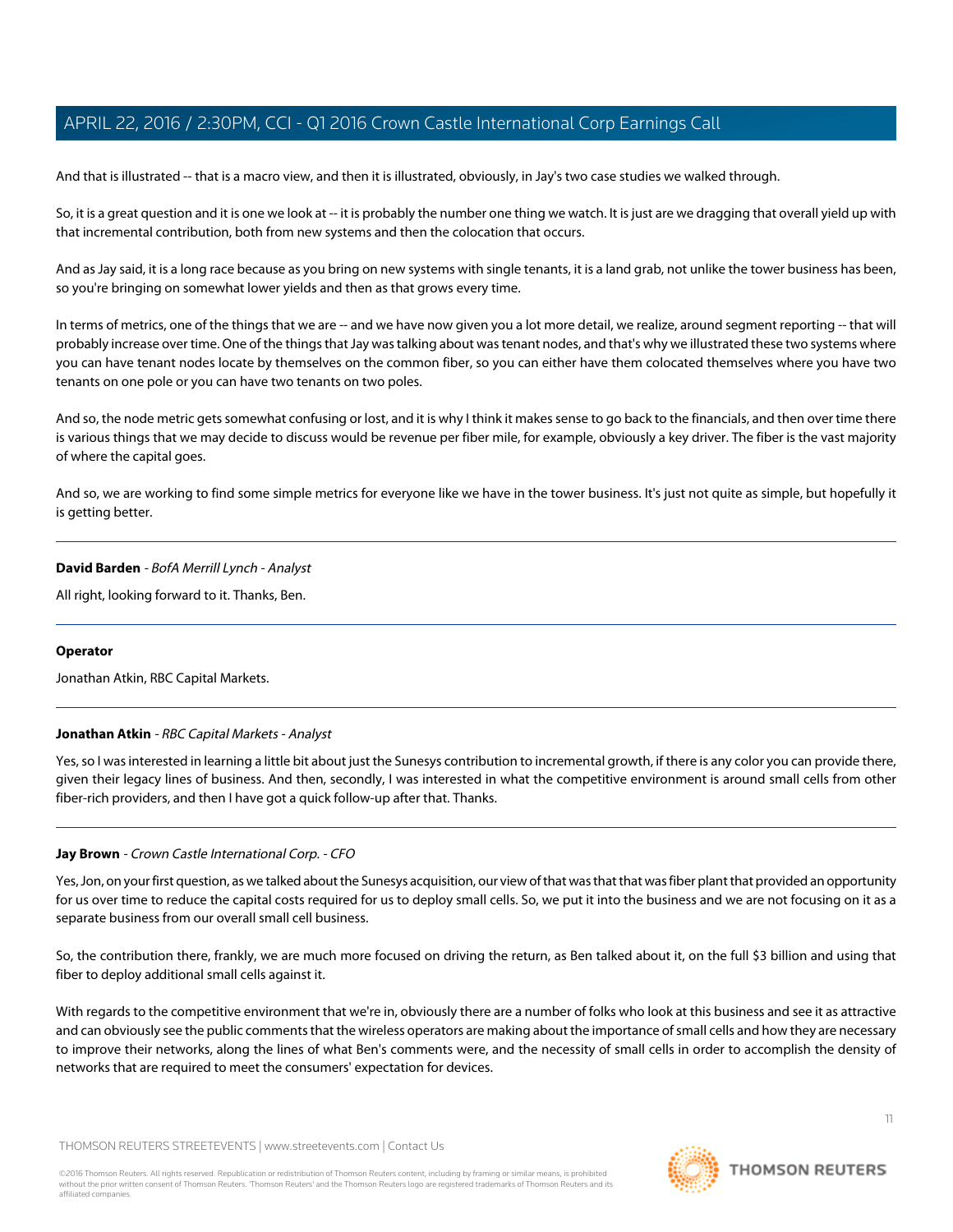And that is illustrated -- that is a macro view, and then it is illustrated, obviously, in Jay's two case studies we walked through.

So, it is a great question and it is one we look at -- it is probably the number one thing we watch. It is just are we dragging that overall yield up with that incremental contribution, both from new systems and then the colocation that occurs.

And as Jay said, it is a long race because as you bring on new systems with single tenants, it is a land grab, not unlike the tower business has been, so you're bringing on somewhat lower yields and then as that grows every time.

In terms of metrics, one of the things that we are -- and we have now given you a lot more detail, we realize, around segment reporting -- that will probably increase over time. One of the things that Jay was talking about was tenant nodes, and that's why we illustrated these two systems where you can have tenant nodes locate by themselves on the common fiber, so you can either have them colocated themselves where you have two tenants on one pole or you can have two tenants on two poles.

And so, the node metric gets somewhat confusing or lost, and it is why I think it makes sense to go back to the financials, and then over time there is various things that we may decide to discuss would be revenue per fiber mile, for example, obviously a key driver. The fiber is the vast majority of where the capital goes.

And so, we are working to find some simple metrics for everyone like we have in the tower business. It's just not quite as simple, but hopefully it is getting better.

---

**David Barden** - *BofA Merrill Lynch - Analyst*

All right, looking forward to it. Thanks, Ben.

---

**Operator**

Jonathan Atkin, RBC Capital Markets.

---

**Jonathan Atkin** - *RBC Capital Markets - Analyst*

Yes, so I was interested in learning a little bit about just the Sunesys contribution to incremental growth, if there is any color you can provide there, given their legacy lines of business. And then, secondly, I was interested in what the competitive environment is around small cells from other fiber-rich providers, and then I have got a quick follow-up after that. Thanks.

---

**Jay Brown** - *Crown Castle International Corp. - CFO*

Yes, Jon, on your first question, as we talked about the Sunesys acquisition, our view of that was that that was fiber plant that provided an opportunity for us over time to reduce the capital costs required for us to deploy small cells. So, we put it into the business and we are not focusing on it as a separate business from our overall small cell business.

So, the contribution there, frankly, we are much more focused on driving the return, as Ben talked about it, on the full $3 billion and using that fiber to deploy additional small cells against it.

With regards to the competitive environment that we're in, obviously there are a number of folks who look at this business and see it as attractive and can obviously see the public comments that the wireless operators are making about the importance of small cells and how they are necessary to improve their networks, along the lines of what Ben's comments were, and the necessity of small cells in order to accomplish the density of networks that are required to meet the consumers' expectation for devices.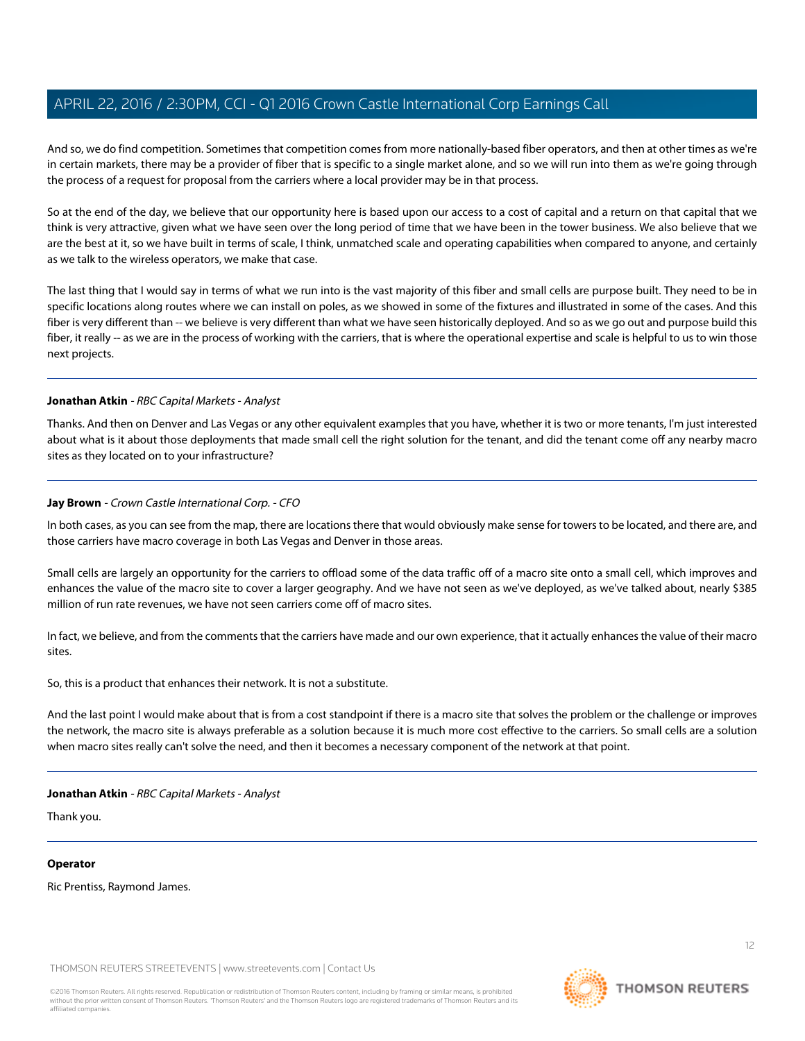And so, we do find competition. Sometimes that competition comes from more nationally-based fiber operators, and then at other times as we're in certain markets, there may be a provider of fiber that is specific to a single market alone, and so we will run into them as we're going through the process of a request for proposal from the carriers where a local provider may be in that process.

So at the end of the day, we believe that our opportunity here is based upon our access to a cost of capital and a return on that capital that we think is very attractive, given what we have seen over the long period of time that we have been in the tower business. We also believe that we are the best at it, so we have built in terms of scale, I think, unmatched scale and operating capabilities when compared to anyone, and certainly as we talk to the wireless operators, we make that case.

The last thing that I would say in terms of what we run into is the vast majority of this fiber and small cells are purpose built. They need to be in specific locations along routes where we can install on poles, as we showed in some of the fixtures and illustrated in some of the cases. And this fiber is very different than -- we believe is very different than what we have seen historically deployed. And so as we go out and purpose build this fiber, it really -- as we are in the process of working with the carriers, that is where the operational expertise and scale is helpful to us to win those next projects.

---

**Jonathan Atkin** - *RBC Capital Markets - Analyst*

Thanks. And then on Denver and Las Vegas or any other equivalent examples that you have, whether it is two or more tenants, I'm just interested about what is it about those deployments that made small cell the right solution for the tenant, and did the tenant come off any nearby macro sites as they located on to your infrastructure?

---

**Jay Brown** - *Crown Castle International Corp. - CFO*

In both cases, as you can see from the map, there are locations there that would obviously make sense for towers to be located, and there are, and those carriers have macro coverage in both Las Vegas and Denver in those areas.

Small cells are largely an opportunity for the carriers to offload some of the data traffic off of a macro site onto a small cell, which improves and enhances the value of the macro site to cover a larger geography. And we have not seen as we've deployed, as we've talked about, nearly $385 million of run rate revenues, we have not seen carriers come off of macro sites.

In fact, we believe, and from the comments that the carriers have made and our own experience, that it actually enhances the value of their macro sites.

So, this is a product that enhances their network. It is not a substitute.

And the last point I would make about that is from a cost standpoint if there is a macro site that solves the problem or the challenge or improves the network, the macro site is always preferable as a solution because it is much more cost effective to the carriers. So small cells are a solution when macro sites really can't solve the need, and then it becomes a necessary component of the network at that point.

---

**Jonathan Atkin** - *RBC Capital Markets - Analyst*

Thank you.

---

**Operator**

Ric Prentiss, Raymond James.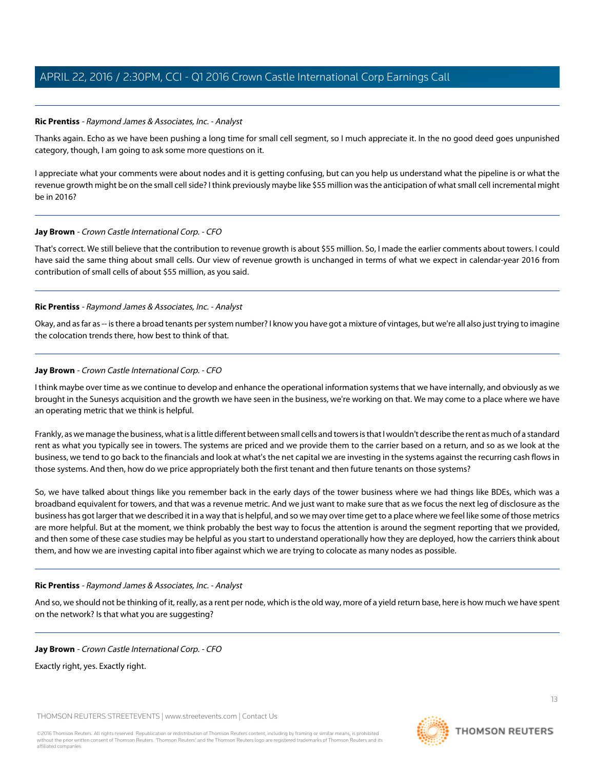**Ric Prentiss** - *Raymond James & Associates, Inc. - Analyst*

Thanks again. Echo as we have been pushing a long time for small cell segment, so I much appreciate it. In the no good deed goes unpunished category, though, I am going to ask some more questions on it.

I appreciate what your comments were about nodes and it is getting confusing, but can you help us understand what the pipeline is or what the revenue growth might be on the small cell side? I think previously maybe like $55 million was the anticipation of what small cell incremental might be in 2016?

---

**Jay Brown** - *Crown Castle International Corp. - CFO*

That's correct. We still believe that the contribution to revenue growth is about $55 million. So, I made the earlier comments about towers. I could have said the same thing about small cells. Our view of revenue growth is unchanged in terms of what we expect in calendar-year 2016 from contribution of small cells of about $55 million, as you said.

---

**Ric Prentiss** - *Raymond James & Associates, Inc. - Analyst*

Okay, and as far as -- is there a broad tenants per system number? I know you have got a mixture of vintages, but we're all also just trying to imagine the colocation trends there, how best to think of that.

---

**Jay Brown** - *Crown Castle International Corp. - CFO*

I think maybe over time as we continue to develop and enhance the operational information systems that we have internally, and obviously as we brought in the Sunesys acquisition and the growth we have seen in the business, we're working on that. We may come to a place where we have an operating metric that we think is helpful.

Frankly, as we manage the business, what is a little different between small cells and towers is that I wouldn't describe the rent as much of a standard rent as what you typically see in towers. The systems are priced and we provide them to the carrier based on a return, and so as we look at the business, we tend to go back to the financials and look at what's the net capital we are investing in the systems against the recurring cash flows in those systems. And then, how do we price appropriately both the first tenant and then future tenants on those systems?

So, we have talked about things like you remember back in the early days of the tower business where we had things like BDEs, which was a broadband equivalent for towers, and that was a revenue metric. And we just want to make sure that as we focus the next leg of disclosure as the business has got larger that we described it in a way that is helpful, and so we may over time get to a place where we feel like some of those metrics are more helpful. But at the moment, we think probably the best way to focus the attention is around the segment reporting that we provided, and then some of these case studies may be helpful as you start to understand operationally how they are deployed, how the carriers think about them, and how we are investing capital into fiber against which we are trying to colocate as many nodes as possible.

---

**Ric Prentiss** - *Raymond James & Associates, Inc. - Analyst*

And so, we should not be thinking of it, really, as a rent per node, which is the old way, more of a yield return base, here is how much we have spent on the network? Is that what you are suggesting?

---

**Jay Brown** - *Crown Castle International Corp. - CFO*

Exactly right, yes. Exactly right.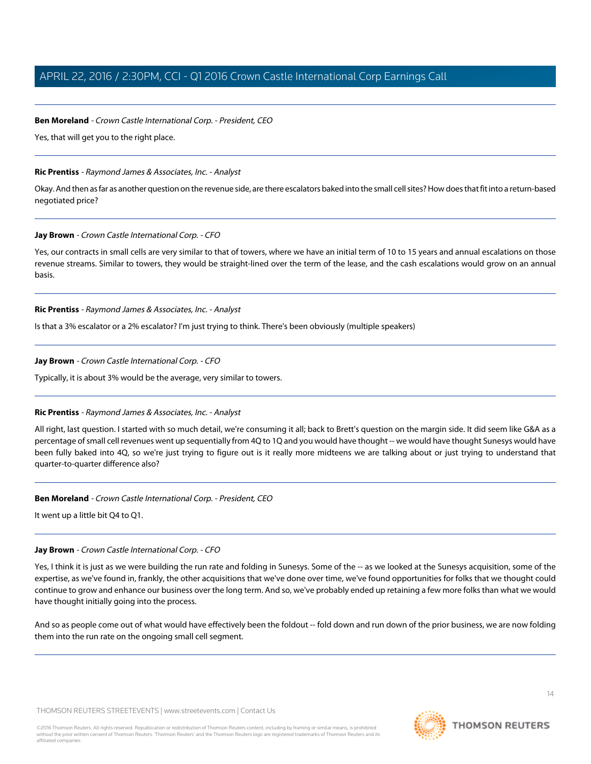**Ben Moreland** - *Crown Castle International Corp. - President, CEO*

Yes, that will get you to the right place.

---

**Ric Prentiss** - *Raymond James & Associates, Inc. - Analyst*

Okay. And then as far as another question on the revenue side, are there escalators baked into the small cell sites? How does that fit into a return-based negotiated price?

---

**Jay Brown** - *Crown Castle International Corp. - CFO*

Yes, our contracts in small cells are very similar to that of towers, where we have an initial term of 10 to 15 years and annual escalations on those revenue streams. Similar to towers, they would be straight-lined over the term of the lease, and the cash escalations would grow on an annual basis.

---

**Ric Prentiss** - *Raymond James & Associates, Inc. - Analyst*

Is that a 3% escalator or a 2% escalator? I'm just trying to think. There's been obviously (multiple speakers)

---

**Jay Brown** - *Crown Castle International Corp. - CFO*

Typically, it is about 3% would be the average, very similar to towers.

---

**Ric Prentiss** - *Raymond James & Associates, Inc. - Analyst*

All right, last question. I started with so much detail, we're consuming it all; back to Brett's question on the margin side. It did seem like G&A as a percentage of small cell revenues went up sequentially from 4Q to 1Q and you would have thought -- we would have thought Sunesys would have been fully baked into 4Q, so we're just trying to figure out is it really more midteens we are talking about or just trying to understand that quarter-to-quarter difference also?

---

**Ben Moreland** - *Crown Castle International Corp. - President, CEO*

It went up a little bit Q4 to Q1.

---

**Jay Brown** - *Crown Castle International Corp. - CFO*

Yes, I think it is just as we were building the run rate and folding in Sunesys. Some of the -- as we looked at the Sunesys acquisition, some of the expertise, as we've found in, frankly, the other acquisitions that we've done over time, we've found opportunities for folks that we thought could continue to grow and enhance our business over the long term. And so, we've probably ended up retaining a few more folks than what we would have thought initially going into the process.

And so as people come out of what would have effectively been the foldout -- fold down and run down of the prior business, we are now folding them into the run rate on the ongoing small cell segment.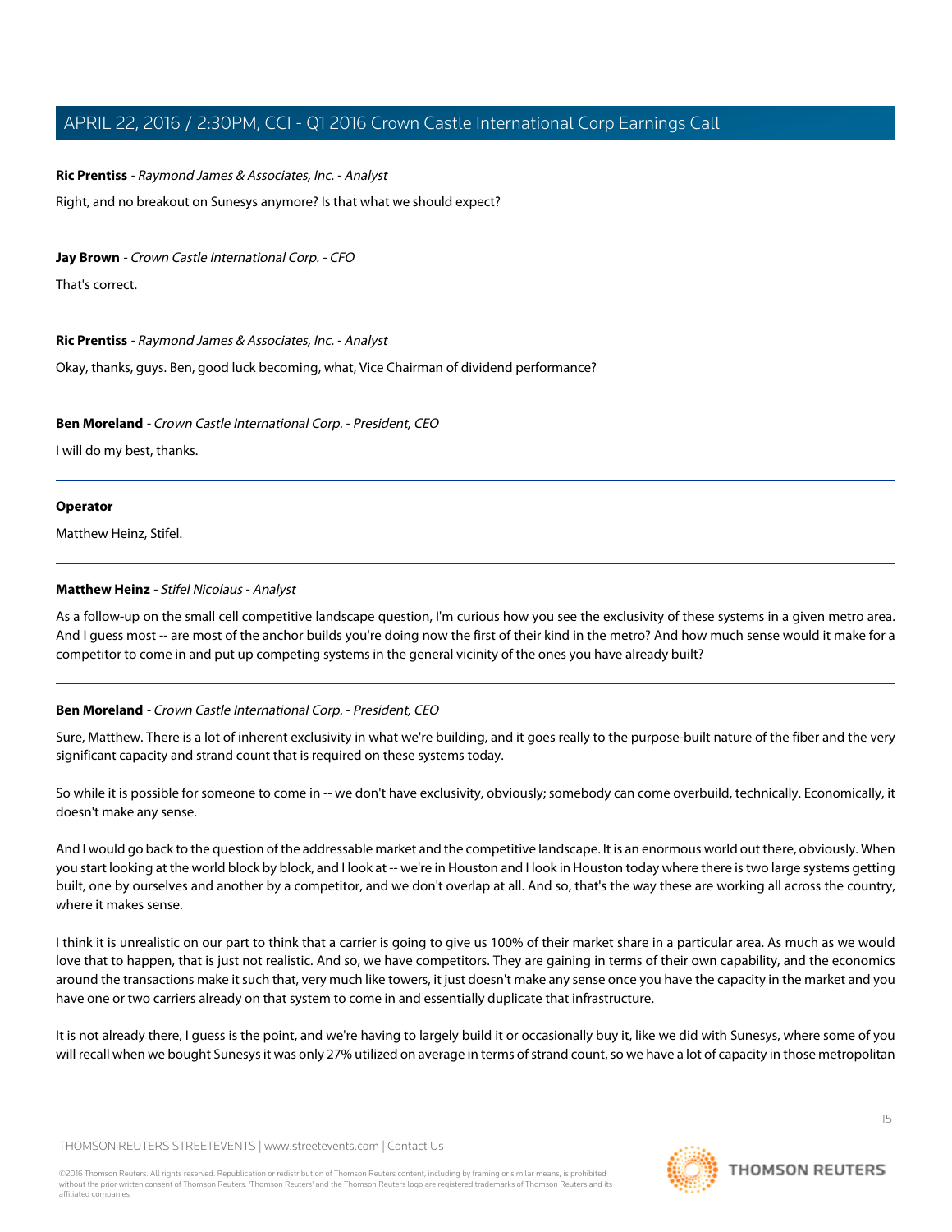**Ric Prentiss** - *Raymond James & Associates, Inc. - Analyst*

Right, and no breakout on Sunesys anymore? Is that what we should expect?

---

**Jay Brown** - *Crown Castle International Corp. - CFO*

That's correct.

---

**Ric Prentiss** - *Raymond James & Associates, Inc. - Analyst*

Okay, thanks, guys. Ben, good luck becoming, what, Vice Chairman of dividend performance?

---

**Ben Moreland** - *Crown Castle International Corp. - President, CEO*

I will do my best, thanks.

---

**Operator**

Matthew Heinz, Stifel.

---

**Matthew Heinz** - *Stifel Nicolaus - Analyst*

As a follow-up on the small cell competitive landscape question, I'm curious how you see the exclusivity of these systems in a given metro area. And I guess most -- are most of the anchor builds you're doing now the first of their kind in the metro? And how much sense would it make for a competitor to come in and put up competing systems in the general vicinity of the ones you have already built?

---

**Ben Moreland** - *Crown Castle International Corp. - President, CEO*

Sure, Matthew. There is a lot of inherent exclusivity in what we're building, and it goes really to the purpose-built nature of the fiber and the very significant capacity and strand count that is required on these systems today.

So while it is possible for someone to come in -- we don't have exclusivity, obviously; somebody can come overbuild, technically. Economically, it doesn't make any sense.

And I would go back to the question of the addressable market and the competitive landscape. It is an enormous world out there, obviously. When you start looking at the world block by block, and I look at -- we're in Houston and I look in Houston today where there is two large systems getting built, one by ourselves and another by a competitor, and we don't overlap at all. And so, that's the way these are working all across the country, where it makes sense.

I think it is unrealistic on our part to think that a carrier is going to give us 100% of their market share in a particular area. As much as we would love that to happen, that is just not realistic. And so, we have competitors. They are gaining in terms of their own capability, and the economics around the transactions make it such that, very much like towers, it just doesn't make any sense once you have the capacity in the market and you have one or two carriers already on that system to come in and essentially duplicate that infrastructure.

It is not already there, I guess is the point, and we're having to largely build it or occasionally buy it, like we did with Sunesys, where some of you will recall when we bought Sunesys it was only 27% utilized on average in terms of strand count, so we have a lot of capacity in those metropolitan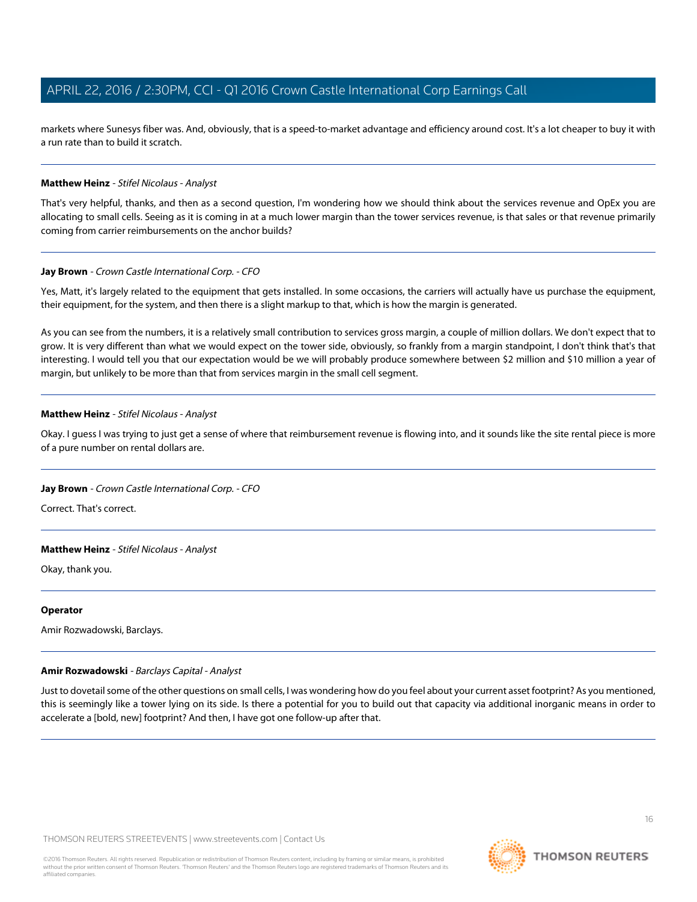markets where Sunesys fiber was. And, obviously, that is a speed-to-market advantage and efficiency around cost. It's a lot cheaper to buy it with a run rate than to build it scratch.

---

**Matthew Heinz** - *Stifel Nicolaus - Analyst*

That's very helpful, thanks, and then as a second question, I'm wondering how we should think about the services revenue and OpEx you are allocating to small cells. Seeing as it is coming in at a much lower margin than the tower services revenue, is that sales or that revenue primarily coming from carrier reimbursements on the anchor builds?

---

**Jay Brown** - *Crown Castle International Corp. - CFO*

Yes, Matt, it's largely related to the equipment that gets installed. In some occasions, the carriers will actually have us purchase the equipment, their equipment, for the system, and then there is a slight markup to that, which is how the margin is generated.

As you can see from the numbers, it is a relatively small contribution to services gross margin, a couple of million dollars. We don't expect that to grow. It is very different than what we would expect on the tower side, obviously, so frankly from a margin standpoint, I don't think that's that interesting. I would tell you that our expectation would be we will probably produce somewhere between $2 million and $10 million a year of margin, but unlikely to be more than that from services margin in the small cell segment.

---

**Matthew Heinz** - *Stifel Nicolaus - Analyst*

Okay. I guess I was trying to just get a sense of where that reimbursement revenue is flowing into, and it sounds like the site rental piece is more of a pure number on rental dollars are.

---

**Jay Brown** - *Crown Castle International Corp. - CFO*

Correct. That's correct.

---

**Matthew Heinz** - *Stifel Nicolaus - Analyst*

Okay, thank you.

---

**Operator**

Amir Rozwadowski, Barclays.

---

**Amir Rozwadowski** - *Barclays Capital - Analyst*

Just to dovetail some of the other questions on small cells, I was wondering how do you feel about your current asset footprint? As you mentioned, this is seemingly like a tower lying on its side. Is there a potential for you to build out that capacity via additional inorganic means in order to accelerate a [bold, new] footprint? And then, I have got one follow-up after that.

---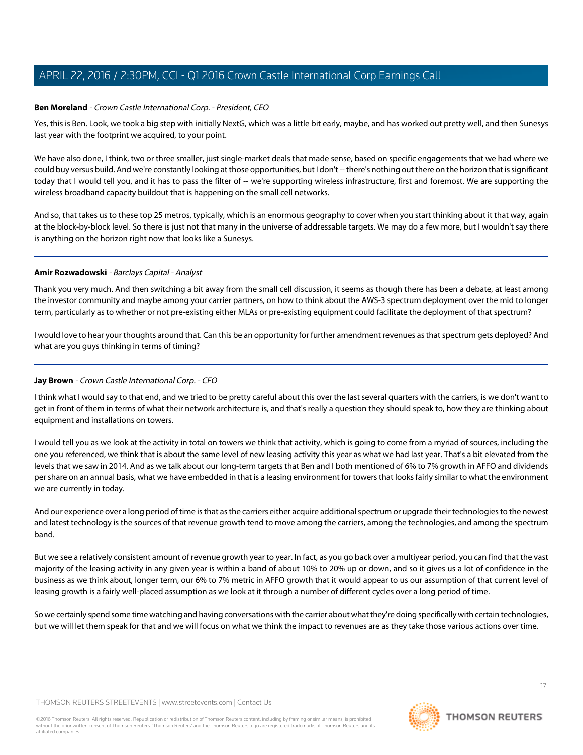**Ben Moreland** - *Crown Castle International Corp. - President, CEO*

Yes, this is Ben. Look, we took a big step with initially NextG, which was a little bit early, maybe, and has worked out pretty well, and then Sunesys last year with the footprint we acquired, to your point.

We have also done, I think, two or three smaller, just single-market deals that made sense, based on specific engagements that we had where we could buy versus build. And we're constantly looking at those opportunities, but I don't -- there's nothing out there on the horizon that is significant today that I would tell you, and it has to pass the filter of -- we're supporting wireless infrastructure, first and foremost. We are supporting the wireless broadband capacity buildout that is happening on the small cell networks.

And so, that takes us to these top 25 metros, typically, which is an enormous geography to cover when you start thinking about it that way, again at the block-by-block level. So there is just not that many in the universe of addressable targets. We may do a few more, but I wouldn't say there is anything on the horizon right now that looks like a Sunesys.

---

**Amir Rozwadowski** - *Barclays Capital - Analyst*

Thank you very much. And then switching a bit away from the small cell discussion, it seems as though there has been a debate, at least among the investor community and maybe among your carrier partners, on how to think about the AWS-3 spectrum deployment over the mid to longer term, particularly as to whether or not pre-existing either MLAs or pre-existing equipment could facilitate the deployment of that spectrum?

I would love to hear your thoughts around that. Can this be an opportunity for further amendment revenues as that spectrum gets deployed? And what are you guys thinking in terms of timing?

---

**Jay Brown** - *Crown Castle International Corp. - CFO*

I think what I would say to that end, and we tried to be pretty careful about this over the last several quarters with the carriers, is we don't want to get in front of them in terms of what their network architecture is, and that's really a question they should speak to, how they are thinking about equipment and installations on towers.

I would tell you as we look at the activity in total on towers we think that activity, which is going to come from a myriad of sources, including the one you referenced, we think that is about the same level of new leasing activity this year as what we had last year. That's a bit elevated from the levels that we saw in 2014. And as we talk about our long-term targets that Ben and I both mentioned of 6% to 7% growth in AFFO and dividends per share on an annual basis, what we have embedded in that is a leasing environment for towers that looks fairly similar to what the environment we are currently in today.

And our experience over a long period of time is that as the carriers either acquire additional spectrum or upgrade their technologies to the newest and latest technology is the sources of that revenue growth tend to move among the carriers, among the technologies, and among the spectrum band.

But we see a relatively consistent amount of revenue growth year to year. In fact, as you go back over a multiyear period, you can find that the vast majority of the leasing activity in any given year is within a band of about 10% to 20% up or down, and so it gives us a lot of confidence in the business as we think about, longer term, our 6% to 7% metric in AFFO growth that it would appear to us our assumption of that current level of leasing growth is a fairly well-placed assumption as we look at it through a number of different cycles over a long period of time.

So we certainly spend some time watching and having conversations with the carrier about what they're doing specifically with certain technologies, but we will let them speak for that and we will focus on what we think the impact to revenues are as they take those various actions over time.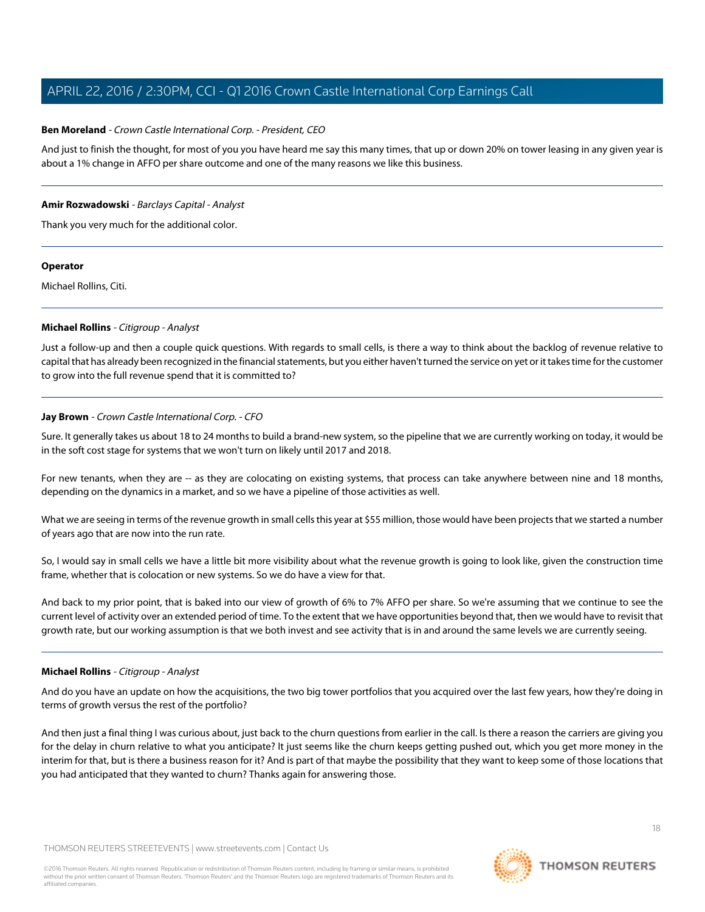**Ben Moreland** - *Crown Castle International Corp. - President, CEO*

And just to finish the thought, for most of you you have heard me say this many times, that up or down 20% on tower leasing in any given year is about a 1% change in AFFO per share outcome and one of the many reasons we like this business.

---

**Amir Rozwadowski** - *Barclays Capital - Analyst*

Thank you very much for the additional color.

---

**Operator**

Michael Rollins, Citi.

---

**Michael Rollins** - *Citigroup - Analyst*

Just a follow-up and then a couple quick questions. With regards to small cells, is there a way to think about the backlog of revenue relative to capital that has already been recognized in the financial statements, but you either haven't turned the service on yet or it takes time for the customer to grow into the full revenue spend that it is committed to?

---

**Jay Brown** - *Crown Castle International Corp. - CFO*

Sure. It generally takes us about 18 to 24 months to build a brand-new system, so the pipeline that we are currently working on today, it would be in the soft cost stage for systems that we won't turn on likely until 2017 and 2018.

For new tenants, when they are -- as they are colocating on existing systems, that process can take anywhere between nine and 18 months, depending on the dynamics in a market, and so we have a pipeline of those activities as well.

What we are seeing in terms of the revenue growth in small cells this year at $55 million, those would have been projects that we started a number of years ago that are now into the run rate.

So, I would say in small cells we have a little bit more visibility about what the revenue growth is going to look like, given the construction time frame, whether that is colocation or new systems. So we do have a view for that.

And back to my prior point, that is baked into our view of growth of 6% to 7% AFFO per share. So we're assuming that we continue to see the current level of activity over an extended period of time. To the extent that we have opportunities beyond that, then we would have to revisit that growth rate, but our working assumption is that we both invest and see activity that is in and around the same levels we are currently seeing.

---

**Michael Rollins** - *Citigroup - Analyst*

And do you have an update on how the acquisitions, the two big tower portfolios that you acquired over the last few years, how they're doing in terms of growth versus the rest of the portfolio?

And then just a final thing I was curious about, just back to the churn questions from earlier in the call. Is there a reason the carriers are giving you for the delay in churn relative to what you anticipate? It just seems like the churn keeps getting pushed out, which you get more money in the interim for that, but is there a business reason for it? And is part of that maybe the possibility that they want to keep some of those locations that you had anticipated that they wanted to churn? Thanks again for answering those.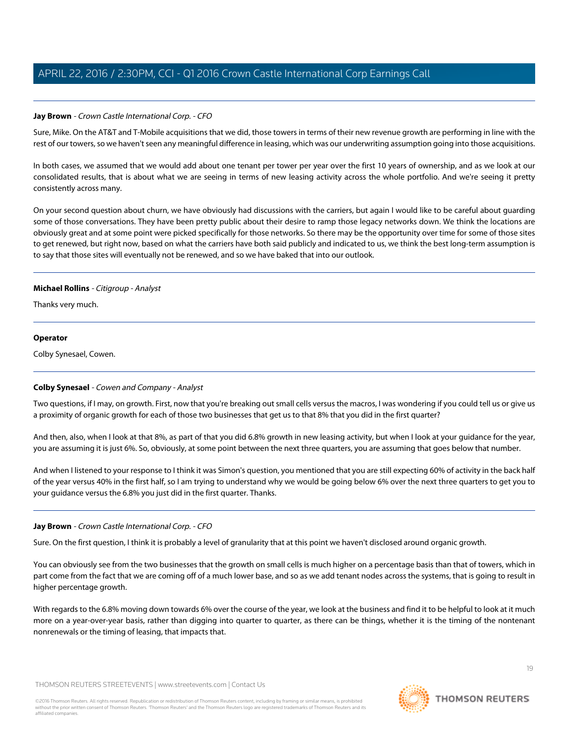**Jay Brown** - *Crown Castle International Corp. - CFO*

Sure, Mike. On the AT&T and T-Mobile acquisitions that we did, those towers in terms of their new revenue growth are performing in line with the rest of our towers, so we haven't seen any meaningful difference in leasing, which was our underwriting assumption going into those acquisitions.

In both cases, we assumed that we would add about one tenant per tower per year over the first 10 years of ownership, and as we look at our consolidated results, that is about what we are seeing in terms of new leasing activity across the whole portfolio. And we're seeing it pretty consistently across many.

On your second question about churn, we have obviously had discussions with the carriers, but again I would like to be careful about guarding some of those conversations. They have been pretty public about their desire to ramp those legacy networks down. We think the locations are obviously great and at some point were picked specifically for those networks. So there may be the opportunity over time for some of those sites to get renewed, but right now, based on what the carriers have both said publicly and indicated to us, we think the best long-term assumption is to say that those sites will eventually not be renewed, and so we have baked that into our outlook.

---

**Michael Rollins** - *Citigroup - Analyst*

Thanks very much.

---

**Operator**

Colby Synesael, Cowen.

---

**Colby Synesael** - *Cowen and Company - Analyst*

Two questions, if I may, on growth. First, now that you're breaking out small cells versus the macros, I was wondering if you could tell us or give us a proximity of organic growth for each of those two businesses that get us to that 8% that you did in the first quarter?

And then, also, when I look at that 8%, as part of that you did 6.8% growth in new leasing activity, but when I look at your guidance for the year, you are assuming it is just 6%. So, obviously, at some point between the next three quarters, you are assuming that goes below that number.

And when I listened to your response to I think it was Simon's question, you mentioned that you are still expecting 60% of activity in the back half of the year versus 40% in the first half, so I am trying to understand why we would be going below 6% over the next three quarters to get you to your guidance versus the 6.8% you just did in the first quarter. Thanks.

---

**Jay Brown** - *Crown Castle International Corp. - CFO*

Sure. On the first question, I think it is probably a level of granularity that at this point we haven't disclosed around organic growth.

You can obviously see from the two businesses that the growth on small cells is much higher on a percentage basis than that of towers, which in part come from the fact that we are coming off of a much lower base, and so as we add tenant nodes across the systems, that is going to result in higher percentage growth.

With regards to the 6.8% moving down towards 6% over the course of the year, we look at the business and find it to be helpful to look at it much more on a year-over-year basis, rather than digging into quarter to quarter, as there can be things, whether it is the timing of the nontenant nonrenewals or the timing of leasing, that impacts that.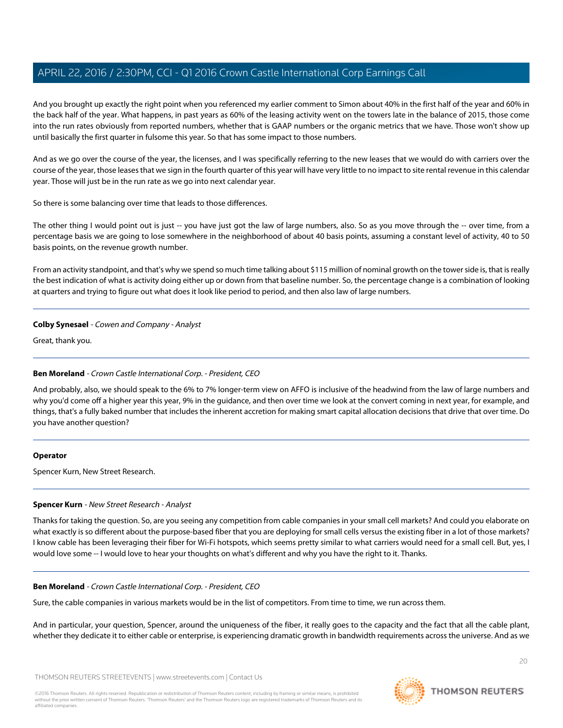And you brought up exactly the right point when you referenced my earlier comment to Simon about 40% in the first half of the year and 60% in the back half of the year. What happens, in past years as 60% of the leasing activity went on the towers late in the balance of 2015, those come into the run rates obviously from reported numbers, whether that is GAAP numbers or the organic metrics that we have. Those won't show up until basically the first quarter in fulsome this year. So that has some impact to those numbers.

And as we go over the course of the year, the licenses, and I was specifically referring to the new leases that we would do with carriers over the course of the year, those leases that we sign in the fourth quarter of this year will have very little to no impact to site rental revenue in this calendar year. Those will just be in the run rate as we go into next calendar year.

So there is some balancing over time that leads to those differences.

The other thing I would point out is just -- you have just got the law of large numbers, also. So as you move through the -- over time, from a percentage basis we are going to lose somewhere in the neighborhood of about 40 basis points, assuming a constant level of activity, 40 to 50 basis points, on the revenue growth number.

From an activity standpoint, and that's why we spend so much time talking about $115 million of nominal growth on the tower side is, that is really the best indication of what is activity doing either up or down from that baseline number. So, the percentage change is a combination of looking at quarters and trying to figure out what does it look like period to period, and then also law of large numbers.

---

**Colby Synesael** - *Cowen and Company - Analyst*

Great, thank you.

---

**Ben Moreland** - *Crown Castle International Corp. - President, CEO*

And probably, also, we should speak to the 6% to 7% longer-term view on AFFO is inclusive of the headwind from the law of large numbers and why you'd come off a higher year this year, 9% in the guidance, and then over time we look at the convert coming in next year, for example, and things, that's a fully baked number that includes the inherent accretion for making smart capital allocation decisions that drive that over time. Do you have another question?

---

**Operator**

Spencer Kurn, New Street Research.

---

**Spencer Kurn** - *New Street Research - Analyst*

Thanks for taking the question. So, are you seeing any competition from cable companies in your small cell markets? And could you elaborate on what exactly is so different about the purpose-based fiber that you are deploying for small cells versus the existing fiber in a lot of those markets? I know cable has been leveraging their fiber for Wi-Fi hotspots, which seems pretty similar to what carriers would need for a small cell. But, yes, I would love some -- I would love to hear your thoughts on what's different and why you have the right to it. Thanks.

---

**Ben Moreland** - *Crown Castle International Corp. - President, CEO*

Sure, the cable companies in various markets would be in the list of competitors. From time to time, we run across them.

And in particular, your question, Spencer, around the uniqueness of the fiber, it really goes to the capacity and the fact that all the cable plant, whether they dedicate it to either cable or enterprise, is experiencing dramatic growth in bandwidth requirements across the universe. And as we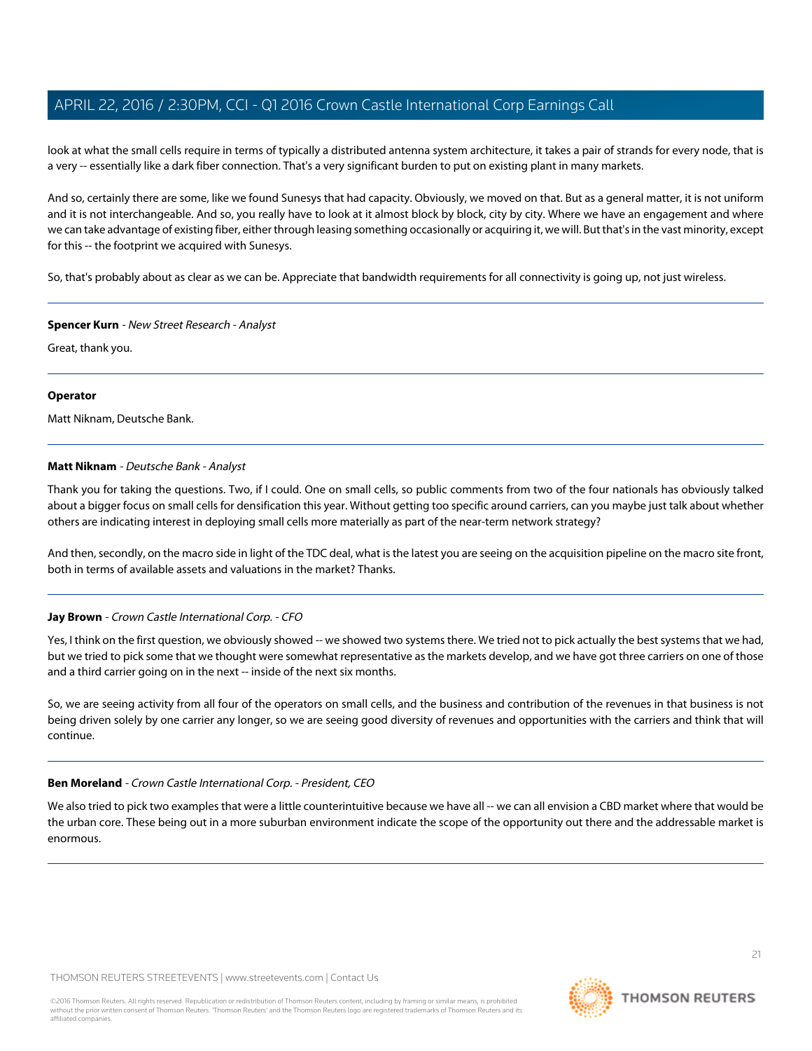look at what the small cells require in terms of typically a distributed antenna system architecture, it takes a pair of strands for every node, that is a very -- essentially like a dark fiber connection. That's a very significant burden to put on existing plant in many markets.

And so, certainly there are some, like we found Sunesys that had capacity. Obviously, we moved on that. But as a general matter, it is not uniform and it is not interchangeable. And so, you really have to look at it almost block by block, city by city. Where we have an engagement and where we can take advantage of existing fiber, either through leasing something occasionally or acquiring it, we will. But that's in the vast minority, except for this -- the footprint we acquired with Sunesys.

So, that's probably about as clear as we can be. Appreciate that bandwidth requirements for all connectivity is going up, not just wireless.

---

**Spencer Kurn** - *New Street Research - Analyst*

Great, thank you.

---

**Operator**

Matt Niknam, Deutsche Bank.

---

**Matt Niknam** - *Deutsche Bank - Analyst*

Thank you for taking the questions. Two, if I could. One on small cells, so public comments from two of the four nationals has obviously talked about a bigger focus on small cells for densification this year. Without getting too specific around carriers, can you maybe just talk about whether others are indicating interest in deploying small cells more materially as part of the near-term network strategy?

And then, secondly, on the macro side in light of the TDC deal, what is the latest you are seeing on the acquisition pipeline on the macro site front, both in terms of available assets and valuations in the market? Thanks.

---

**Jay Brown** - *Crown Castle International Corp. - CFO*

Yes, I think on the first question, we obviously showed -- we showed two systems there. We tried not to pick actually the best systems that we had, but we tried to pick some that we thought were somewhat representative as the markets develop, and we have got three carriers on one of those and a third carrier going on in the next -- inside of the next six months.

So, we are seeing activity from all four of the operators on small cells, and the business and contribution of the revenues in that business is not being driven solely by one carrier any longer, so we are seeing good diversity of revenues and opportunities with the carriers and think that will continue.

---

**Ben Moreland** - *Crown Castle International Corp. - President, CEO*

We also tried to pick two examples that were a little counterintuitive because we have all -- we can all envision a CBD market where that would be the urban core. These being out in a more suburban environment indicate the scope of the opportunity out there and the addressable market is enormous.

---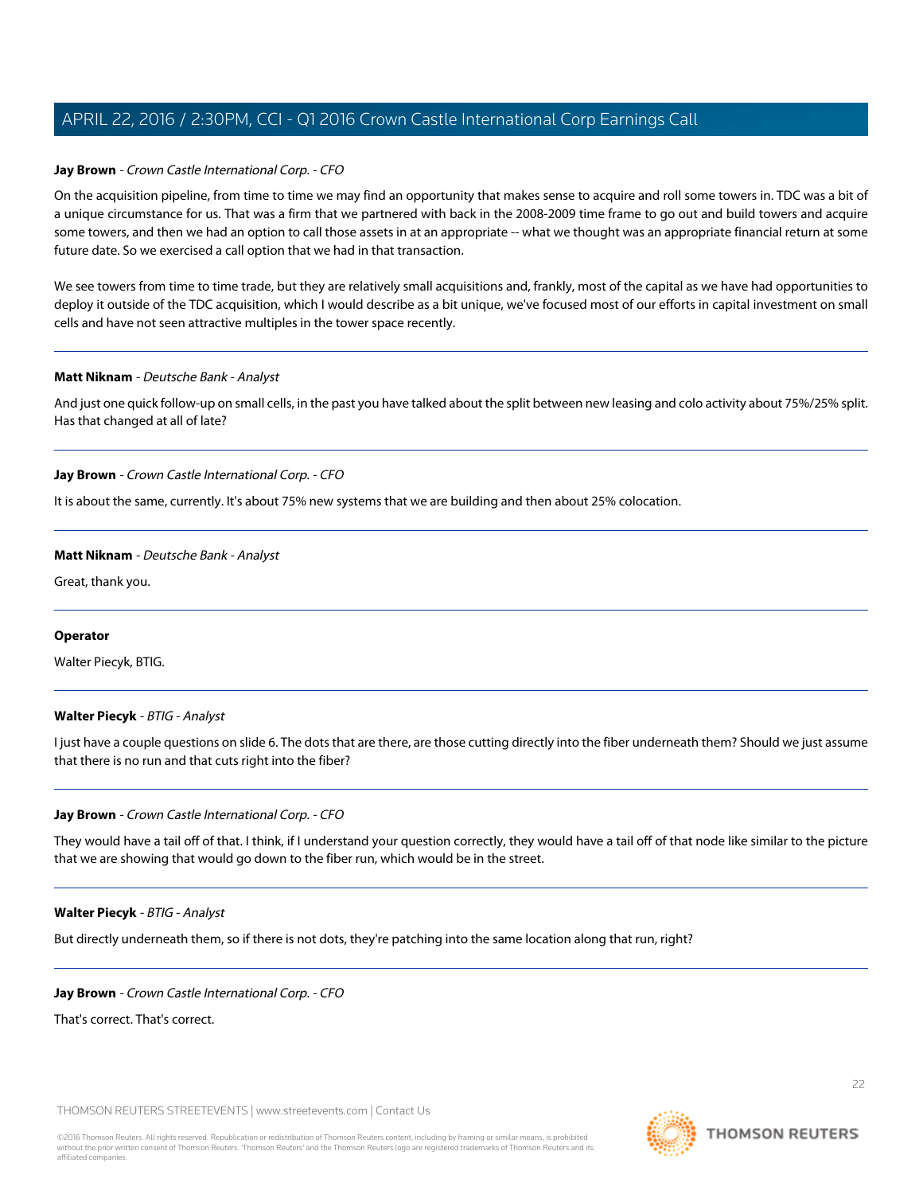**Jay Brown** - *Crown Castle International Corp. - CFO*

On the acquisition pipeline, from time to time we may find an opportunity that makes sense to acquire and roll some towers in. TDC was a bit of a unique circumstance for us. That was a firm that we partnered with back in the 2008-2009 time frame to go out and build towers and acquire some towers, and then we had an option to call those assets in at an appropriate -- what we thought was an appropriate financial return at some future date. So we exercised a call option that we had in that transaction.

We see towers from time to time trade, but they are relatively small acquisitions and, frankly, most of the capital as we have had opportunities to deploy it outside of the TDC acquisition, which I would describe as a bit unique, we've focused most of our efforts in capital investment on small cells and have not seen attractive multiples in the tower space recently.

---

**Matt Niknam** - *Deutsche Bank - Analyst*

And just one quick follow-up on small cells, in the past you have talked about the split between new leasing and colo activity about 75%/25% split. Has that changed at all of late?

---

**Jay Brown** - *Crown Castle International Corp. - CFO*

It is about the same, currently. It's about 75% new systems that we are building and then about 25% colocation.

---

**Matt Niknam** - *Deutsche Bank - Analyst*

Great, thank you.

---

**Operator**

Walter Piecyk, BTIG.

---

**Walter Piecyk** - *BTIG - Analyst*

I just have a couple questions on slide 6. The dots that are there, are those cutting directly into the fiber underneath them? Should we just assume that there is no run and that cuts right into the fiber?

---

**Jay Brown** - *Crown Castle International Corp. - CFO*

They would have a tail off of that. I think, if I understand your question correctly, they would have a tail off of that node like similar to the picture that we are showing that would go down to the fiber run, which would be in the street.

---

**Walter Piecyk** - *BTIG - Analyst*

But directly underneath them, so if there is not dots, they're patching into the same location along that run, right?

---

**Jay Brown** - *Crown Castle International Corp. - CFO*

That's correct. That's correct.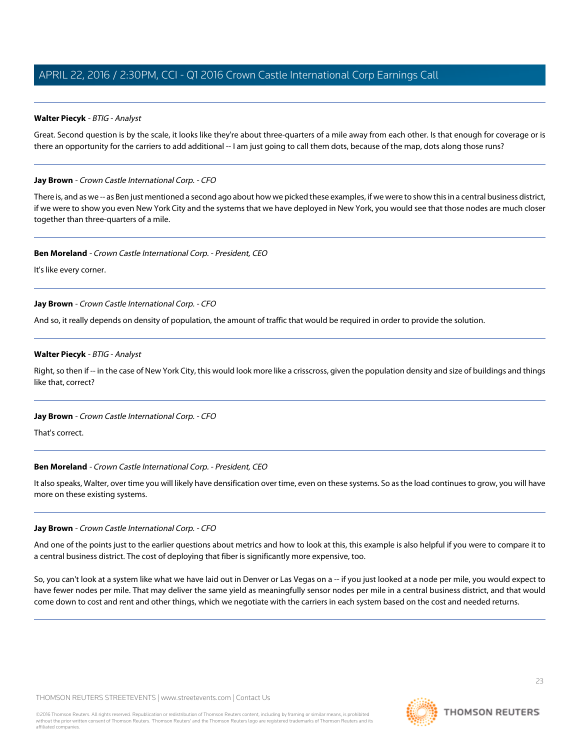**Walter Piecyk** - *BTIG - Analyst*

Great. Second question is by the scale, it looks like they're about three-quarters of a mile away from each other. Is that enough for coverage or is there an opportunity for the carriers to add additional -- I am just going to call them dots, because of the map, dots along those runs?

---

**Jay Brown** - *Crown Castle International Corp. - CFO*

There is, and as we -- as Ben just mentioned a second ago about how we picked these examples, if we were to show this in a central business district, if we were to show you even New York City and the systems that we have deployed in New York, you would see that those nodes are much closer together than three-quarters of a mile.

---

**Ben Moreland** - *Crown Castle International Corp. - President, CEO*

It's like every corner.

---

**Jay Brown** - *Crown Castle International Corp. - CFO*

And so, it really depends on density of population, the amount of traffic that would be required in order to provide the solution.

---

**Walter Piecyk** - *BTIG - Analyst*

Right, so then if -- in the case of New York City, this would look more like a crisscross, given the population density and size of buildings and things like that, correct?

---

**Jay Brown** - *Crown Castle International Corp. - CFO*

That's correct.

---

**Ben Moreland** - *Crown Castle International Corp. - President, CEO*

It also speaks, Walter, over time you will likely have densification over time, even on these systems. So as the load continues to grow, you will have more on these existing systems.

---

**Jay Brown** - *Crown Castle International Corp. - CFO*

And one of the points just to the earlier questions about metrics and how to look at this, this example is also helpful if you were to compare it to a central business district. The cost of deploying that fiber is significantly more expensive, too.

So, you can't look at a system like what we have laid out in Denver or Las Vegas on a -- if you just looked at a node per mile, you would expect to have fewer nodes per mile. That may deliver the same yield as meaningfully sensor nodes per mile in a central business district, and that would come down to cost and rent and other things, which we negotiate with the carriers in each system based on the cost and needed returns.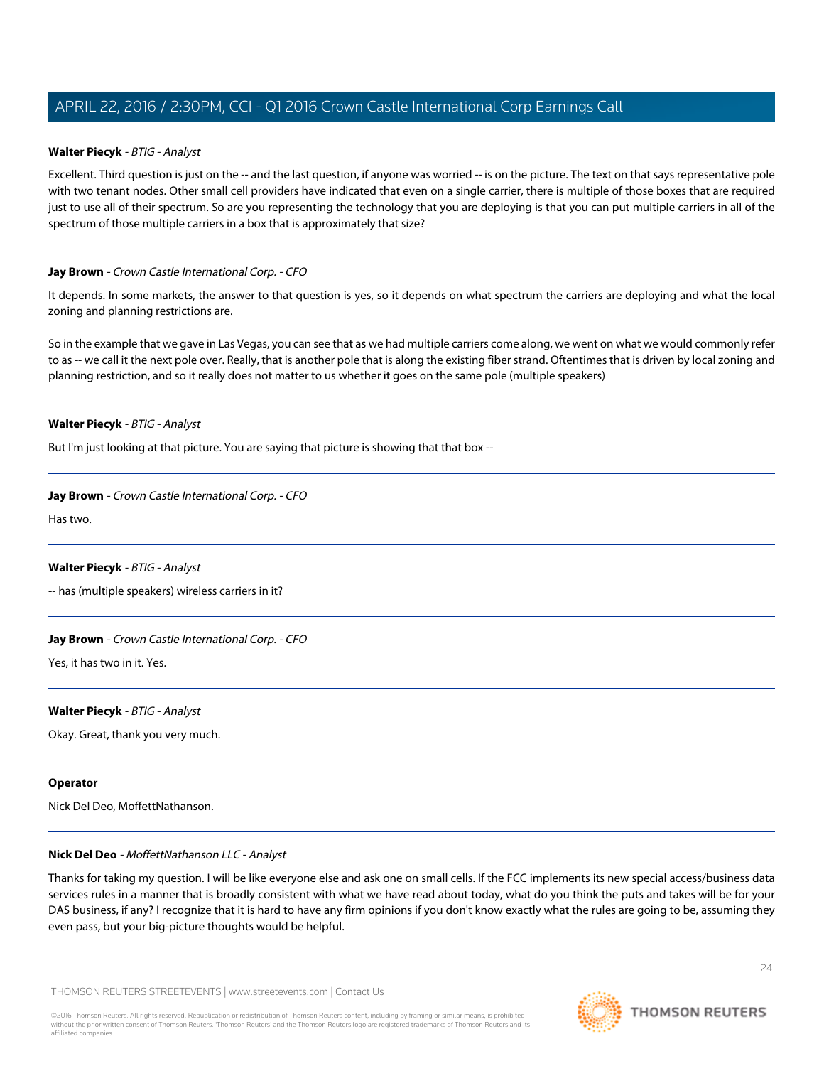**Walter Piecyk** - *BTIG - Analyst*

Excellent. Third question is just on the -- and the last question, if anyone was worried -- is on the picture. The text on that says representative pole with two tenant nodes. Other small cell providers have indicated that even on a single carrier, there is multiple of those boxes that are required just to use all of their spectrum. So are you representing the technology that you are deploying is that you can put multiple carriers in all of the spectrum of those multiple carriers in a box that is approximately that size?

---

**Jay Brown** - *Crown Castle International Corp. - CFO*

It depends. In some markets, the answer to that question is yes, so it depends on what spectrum the carriers are deploying and what the local zoning and planning restrictions are.

So in the example that we gave in Las Vegas, you can see that as we had multiple carriers come along, we went on what we would commonly refer to as -- we call it the next pole over. Really, that is another pole that is along the existing fiber strand. Oftentimes that is driven by local zoning and planning restriction, and so it really does not matter to us whether it goes on the same pole (multiple speakers)

---

**Walter Piecyk** - *BTIG - Analyst*

But I'm just looking at that picture. You are saying that picture is showing that that box --

---

**Jay Brown** - *Crown Castle International Corp. - CFO*

Has two.

---

**Walter Piecyk** - *BTIG - Analyst*

-- has (multiple speakers) wireless carriers in it?

---

**Jay Brown** - *Crown Castle International Corp. - CFO*

Yes, it has two in it. Yes.

---

**Walter Piecyk** - *BTIG - Analyst*

Okay. Great, thank you very much.

---

**Operator**

Nick Del Deo, MoffettNathanson.

---

**Nick Del Deo** - *MoffettNathanson LLC - Analyst*

Thanks for taking my question. I will be like everyone else and ask one on small cells. If the FCC implements its new special access/business data services rules in a manner that is broadly consistent with what we have read about today, what do you think the puts and takes will be for your DAS business, if any? I recognize that it is hard to have any firm opinions if you don't know exactly what the rules are going to be, assuming they even pass, but your big-picture thoughts would be helpful.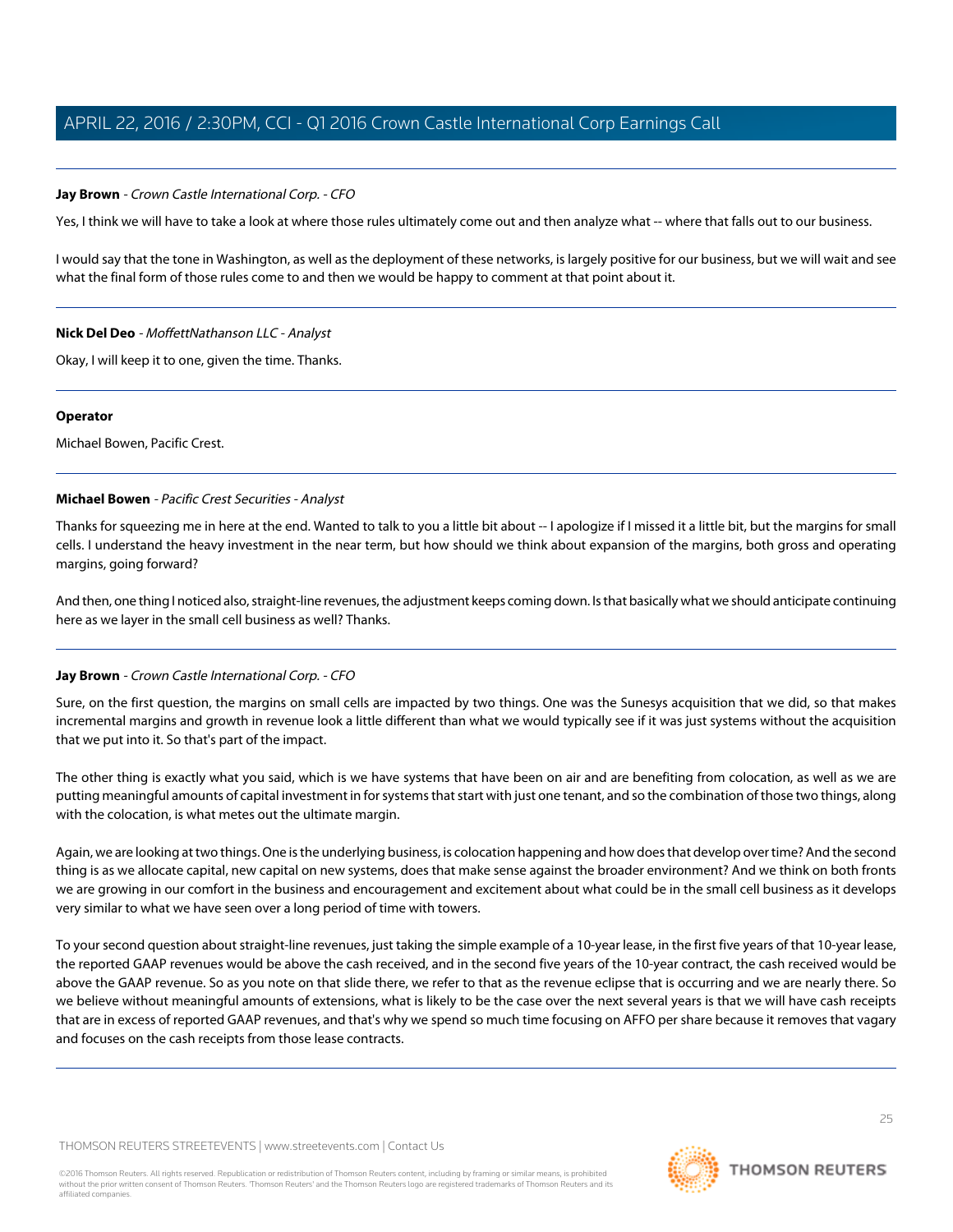**Jay Brown** - *Crown Castle International Corp. - CFO*

Yes, I think we will have to take a look at where those rules ultimately come out and then analyze what -- where that falls out to our business.

I would say that the tone in Washington, as well as the deployment of these networks, is largely positive for our business, but we will wait and see what the final form of those rules come to and then we would be happy to comment at that point about it.

---

**Nick Del Deo** - *MoffettNathanson LLC - Analyst*

Okay, I will keep it to one, given the time. Thanks.

---

**Operator**

Michael Bowen, Pacific Crest.

---

**Michael Bowen** - *Pacific Crest Securities - Analyst*

Thanks for squeezing me in here at the end. Wanted to talk to you a little bit about -- I apologize if I missed it a little bit, but the margins for small cells. I understand the heavy investment in the near term, but how should we think about expansion of the margins, both gross and operating margins, going forward?

And then, one thing I noticed also, straight-line revenues, the adjustment keeps coming down. Is that basically what we should anticipate continuing here as we layer in the small cell business as well? Thanks.

---

**Jay Brown** - *Crown Castle International Corp. - CFO*

Sure, on the first question, the margins on small cells are impacted by two things. One was the Sunesys acquisition that we did, so that makes incremental margins and growth in revenue look a little different than what we would typically see if it was just systems without the acquisition that we put into it. So that's part of the impact.

The other thing is exactly what you said, which is we have systems that have been on air and are benefiting from colocation, as well as we are putting meaningful amounts of capital investment in for systems that start with just one tenant, and so the combination of those two things, along with the colocation, is what metes out the ultimate margin.

Again, we are looking at two things. One is the underlying business, is colocation happening and how does that develop over time? And the second thing is as we allocate capital, new capital on new systems, does that make sense against the broader environment? And we think on both fronts we are growing in our comfort in the business and encouragement and excitement about what could be in the small cell business as it develops very similar to what we have seen over a long period of time with towers.

To your second question about straight-line revenues, just taking the simple example of a 10-year lease, in the first five years of that 10-year lease, the reported GAAP revenues would be above the cash received, and in the second five years of the 10-year contract, the cash received would be above the GAAP revenue. So as you note on that slide there, we refer to that as the revenue eclipse that is occurring and we are nearly there. So we believe without meaningful amounts of extensions, what is likely to be the case over the next several years is that we will have cash receipts that are in excess of reported GAAP revenues, and that's why we spend so much time focusing on AFFO per share because it removes that vagary and focuses on the cash receipts from those lease contracts.

---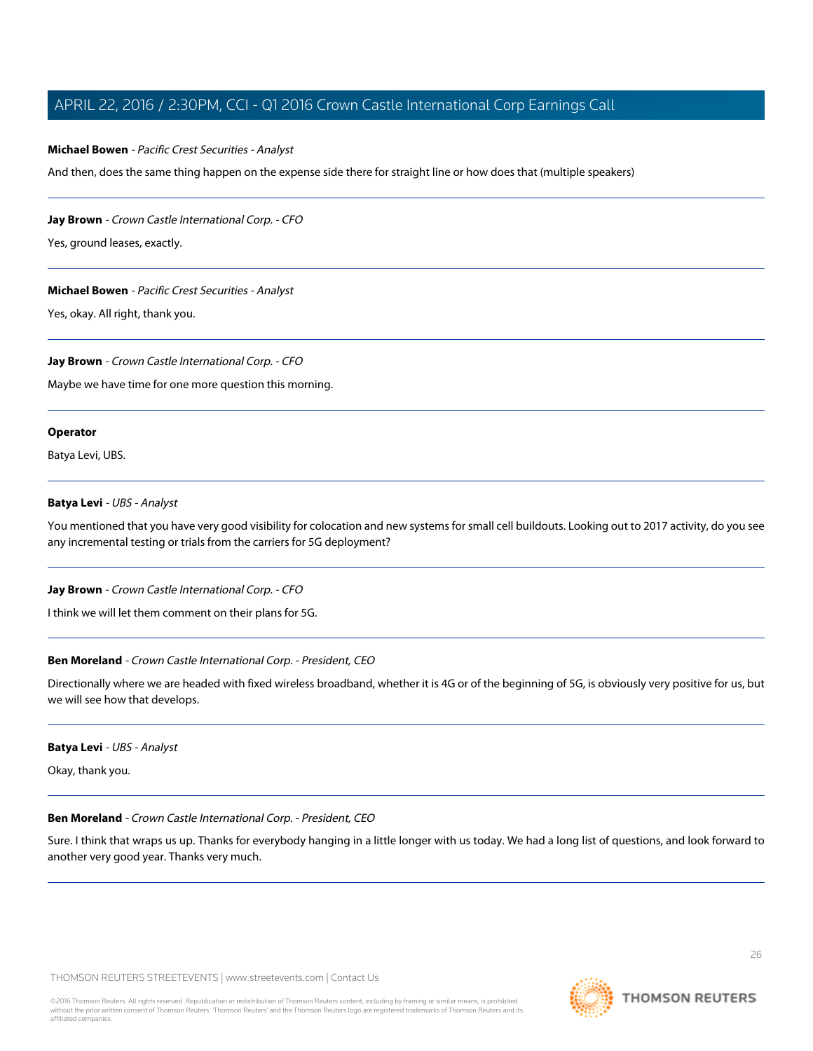**Michael Bowen** - *Pacific Crest Securities - Analyst*

And then, does the same thing happen on the expense side there for straight line or how does that (multiple speakers)

---

**Jay Brown** - *Crown Castle International Corp. - CFO*

Yes, ground leases, exactly.

---

**Michael Bowen** - *Pacific Crest Securities - Analyst*

Yes, okay. All right, thank you.

---

**Jay Brown** - *Crown Castle International Corp. - CFO*

Maybe we have time for one more question this morning.

---

**Operator**

Batya Levi, UBS.

---

**Batya Levi** - *UBS - Analyst*

You mentioned that you have very good visibility for colocation and new systems for small cell buildouts. Looking out to 2017 activity, do you see any incremental testing or trials from the carriers for 5G deployment?

---

**Jay Brown** - *Crown Castle International Corp. - CFO*

I think we will let them comment on their plans for 5G.

---

**Ben Moreland** - *Crown Castle International Corp. - President, CEO*

Directionally where we are headed with fixed wireless broadband, whether it is 4G or of the beginning of 5G, is obviously very positive for us, but we will see how that develops.

---

**Batya Levi** - *UBS - Analyst*

Okay, thank you.

---

**Ben Moreland** - *Crown Castle International Corp. - President, CEO*

Sure. I think that wraps us up. Thanks for everybody hanging in a little longer with us today. We had a long list of questions, and look forward to another very good year. Thanks very much.

---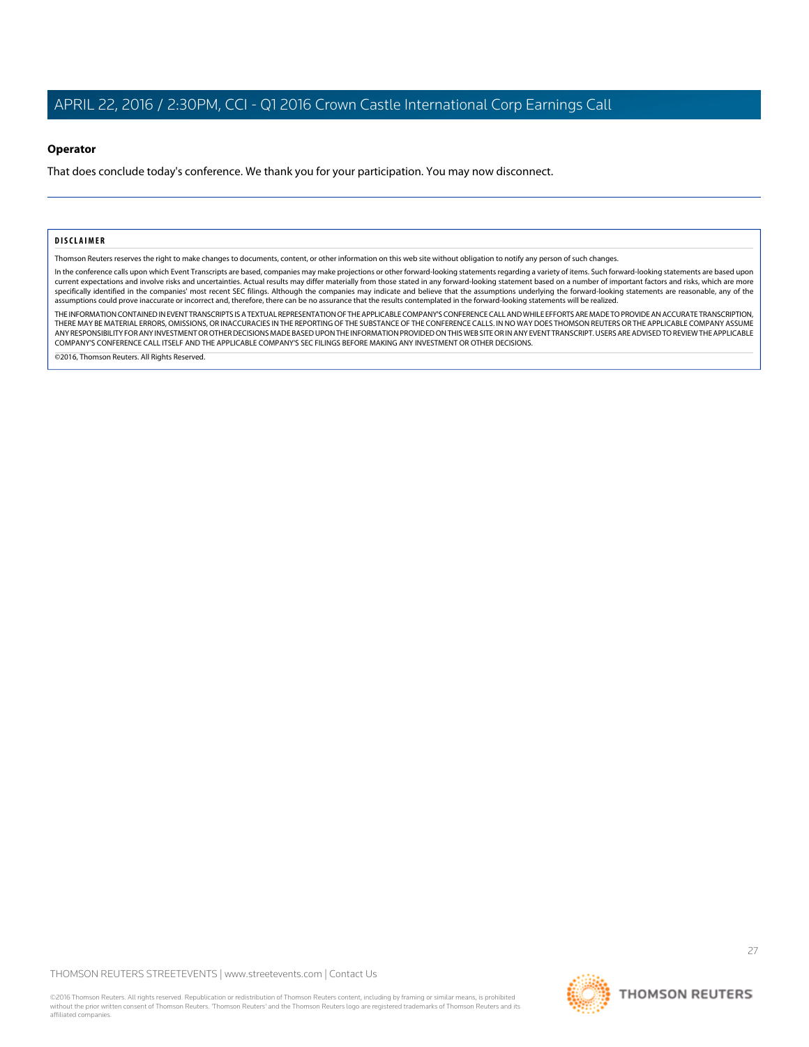**Operator**

That does conclude today's conference. We thank you for your participation. You may now disconnect.

---

**DISCLAIMER**

Thomson Reuters reserves the right to make changes to documents, content, or other information on this web site without obligation to notify any person of such changes.

In the conference calls upon which Event Transcripts are based, companies may make projections or other forward-looking statements regarding a variety of items. Such forward-looking statements are based upon current expectations and involve risks and uncertainties. Actual results may differ materially from those stated in any forward-looking statement based on a number of important factors and risks, which are more specifically identified in the companies' most recent SEC filings. Although the companies may indicate and believe that the assumptions underlying the forward-looking statements are reasonable, any of the assumptions could prove inaccurate or incorrect and, therefore, there can be no assurance that the results contemplated in the forward-looking statements will be realized.

THE INFORMATION CONTAINED IN EVENT TRANSCRIPTS IS A TEXTUAL REPRESENTATION OF THE APPLICABLE COMPANY'S CONFERENCE CALL AND WHILE EFFORTS ARE MADE TO PROVIDE AN ACCURATE TRANSCRIPTION, THERE MAY BE MATERIAL ERRORS, OMISSIONS, OR INACCURACIES IN THE REPORTING OF THE SUBSTANCE OF THE CONFERENCE CALLS. IN NO WAY DOES THOMSON REUTERS OR THE APPLICABLE COMPANY ASSUME ANY RESPONSIBILITY FOR ANY INVESTMENT OR OTHER DECISIONS MADE BASED UPON THE INFORMATION PROVIDED ON THIS WEB SITE OR IN ANY EVENT TRANSCRIPT. USERS ARE ADVISED TO REVIEW THE APPLICABLE COMPANY'S CONFERENCE CALL ITSELF AND THE APPLICABLE COMPANY'S SEC FILINGS BEFORE MAKING ANY INVESTMENT OR OTHER DECISIONS.

©2016, Thomson Reuters. All Rights Reserved.